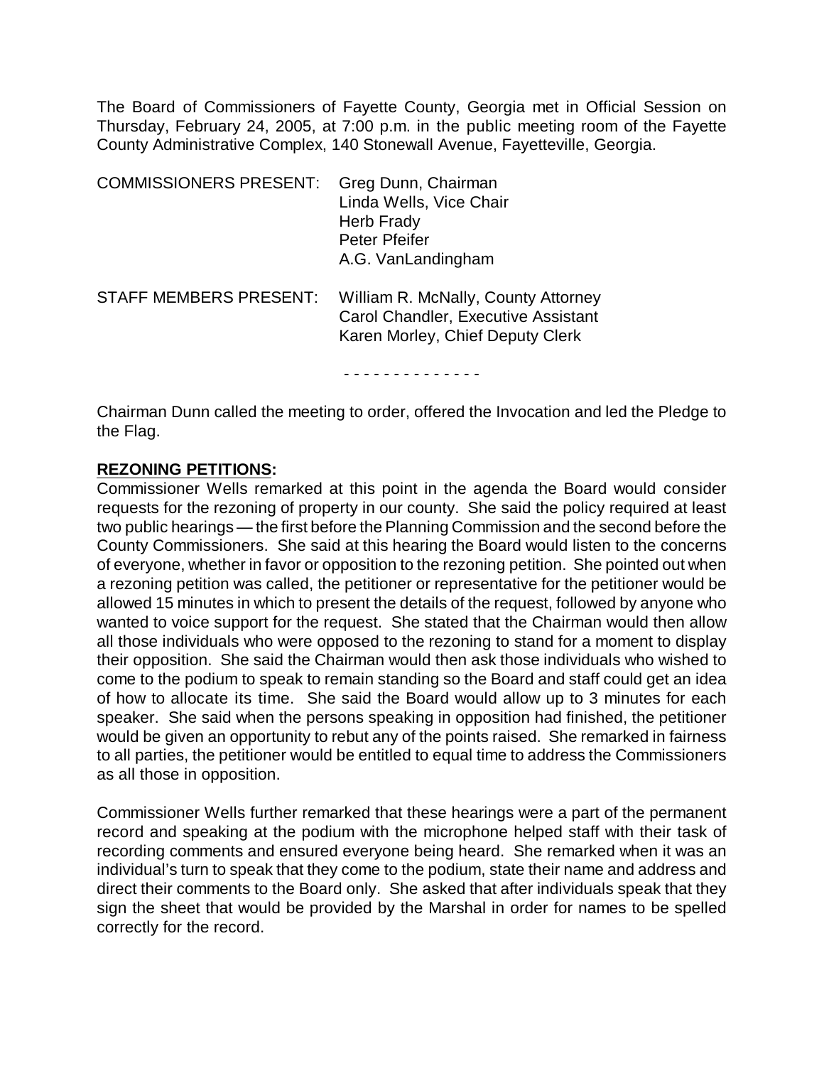The Board of Commissioners of Fayette County, Georgia met in Official Session on Thursday, February 24, 2005, at 7:00 p.m. in the public meeting room of the Fayette County Administrative Complex, 140 Stonewall Avenue, Fayetteville, Georgia.

| | |
|---|---|
| COMMISSIONERS PRESENT: | Greg Dunn, Chairman<br>Linda Wells, Vice Chair<br>Herb Frady<br>Peter Pfeifer<br>A.G. VanLandingham |
| STAFF MEMBERS PRESENT: | William R. McNally, County Attorney<br>Carol Chandler, Executive Assistant<br>Karen Morley, Chief Deputy Clerk |

- - - - - - - - - - - - - -

Chairman Dunn called the meeting to order, offered the Invocation and led the Pledge to the Flag.

**REZONING PETITIONS:**

Commissioner Wells remarked at this point in the agenda the Board would consider requests for the rezoning of property in our county. She said the policy required at least two public hearings — the first before the Planning Commission and the second before the County Commissioners. She said at this hearing the Board would listen to the concerns of everyone, whether in favor or opposition to the rezoning petition. She pointed out when a rezoning petition was called, the petitioner or representative for the petitioner would be allowed 15 minutes in which to present the details of the request, followed by anyone who wanted to voice support for the request. She stated that the Chairman would then allow all those individuals who were opposed to the rezoning to stand for a moment to display their opposition. She said the Chairman would then ask those individuals who wished to come to the podium to speak to remain standing so the Board and staff could get an idea of how to allocate its time. She said the Board would allow up to 3 minutes for each speaker. She said when the persons speaking in opposition had finished, the petitioner would be given an opportunity to rebut any of the points raised. She remarked in fairness to all parties, the petitioner would be entitled to equal time to address the Commissioners as all those in opposition.

Commissioner Wells further remarked that these hearings were a part of the permanent record and speaking at the podium with the microphone helped staff with their task of recording comments and ensured everyone being heard. She remarked when it was an individual's turn to speak that they come to the podium, state their name and address and direct their comments to the Board only. She asked that after individuals speak that they sign the sheet that would be provided by the Marshal in order for names to be spelled correctly for the record.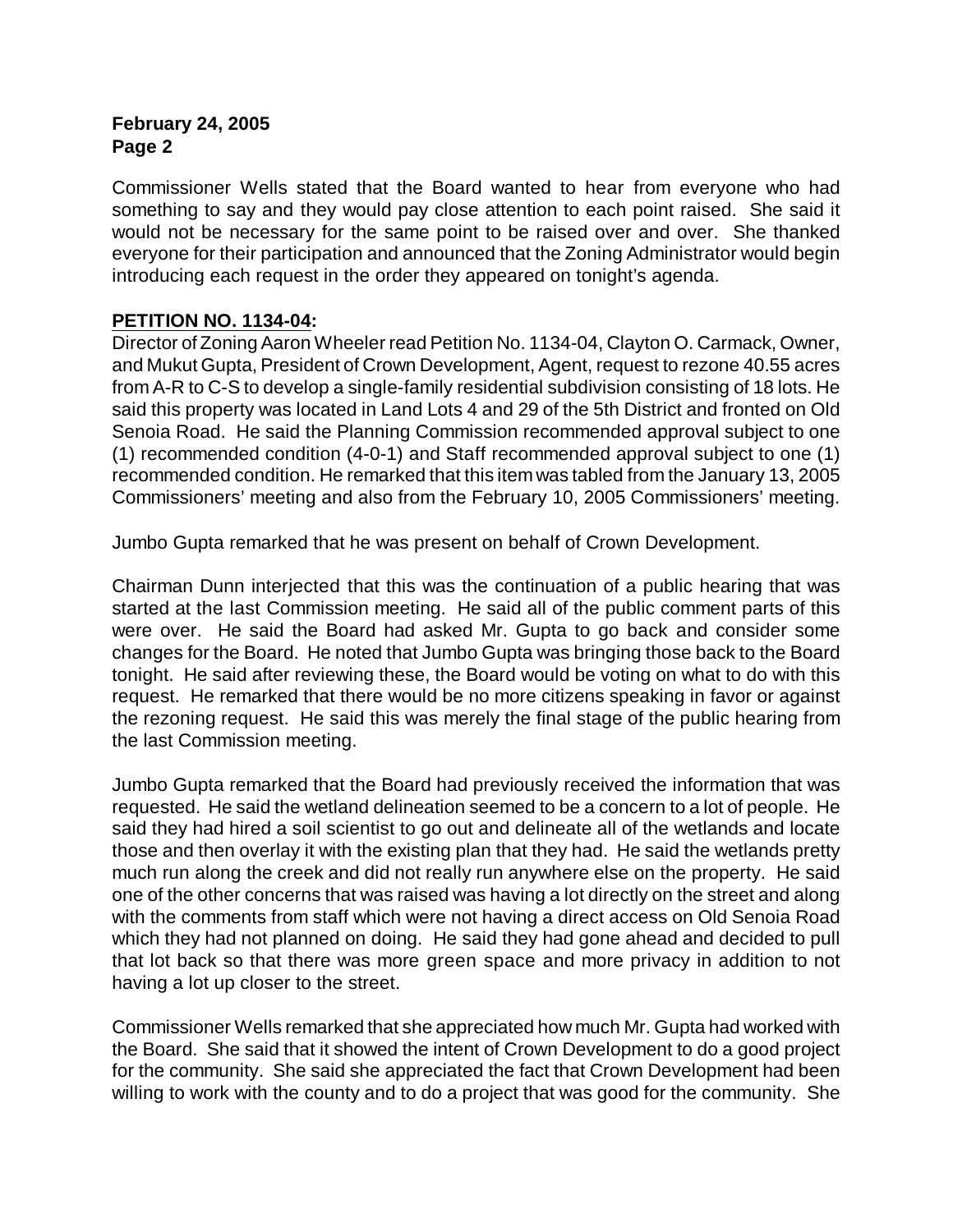Commissioner Wells stated that the Board wanted to hear from everyone who had something to say and they would pay close attention to each point raised. She said it would not be necessary for the same point to be raised over and over. She thanked everyone for their participation and announced that the Zoning Administrator would begin introducing each request in the order they appeared on tonight's agenda.

**PETITION NO. 1134-04:**

Director of Zoning Aaron Wheeler read Petition No. 1134-04, Clayton O. Carmack, Owner, and Mukut Gupta, President of Crown Development, Agent, request to rezone 40.55 acres from A-R to C-S to develop a single-family residential subdivision consisting of 18 lots. He said this property was located in Land Lots 4 and 29 of the 5th District and fronted on Old Senoia Road. He said the Planning Commission recommended approval subject to one (1) recommended condition (4-0-1) and Staff recommended approval subject to one (1) recommended condition. He remarked that this item was tabled from the January 13, 2005 Commissioners' meeting and also from the February 10, 2005 Commissioners' meeting.

Jumbo Gupta remarked that he was present on behalf of Crown Development.

Chairman Dunn interjected that this was the continuation of a public hearing that was started at the last Commission meeting. He said all of the public comment parts of this were over. He said the Board had asked Mr. Gupta to go back and consider some changes for the Board. He noted that Jumbo Gupta was bringing those back to the Board tonight. He said after reviewing these, the Board would be voting on what to do with this request. He remarked that there would be no more citizens speaking in favor or against the rezoning request. He said this was merely the final stage of the public hearing from the last Commission meeting.

Jumbo Gupta remarked that the Board had previously received the information that was requested. He said the wetland delineation seemed to be a concern to a lot of people. He said they had hired a soil scientist to go out and delineate all of the wetlands and locate those and then overlay it with the existing plan that they had. He said the wetlands pretty much run along the creek and did not really run anywhere else on the property. He said one of the other concerns that was raised was having a lot directly on the street and along with the comments from staff which were not having a direct access on Old Senoia Road which they had not planned on doing. He said they had gone ahead and decided to pull that lot back so that there was more green space and more privacy in addition to not having a lot up closer to the street.

Commissioner Wells remarked that she appreciated how much Mr. Gupta had worked with the Board. She said that it showed the intent of Crown Development to do a good project for the community. She said she appreciated the fact that Crown Development had been willing to work with the county and to do a project that was good for the community. She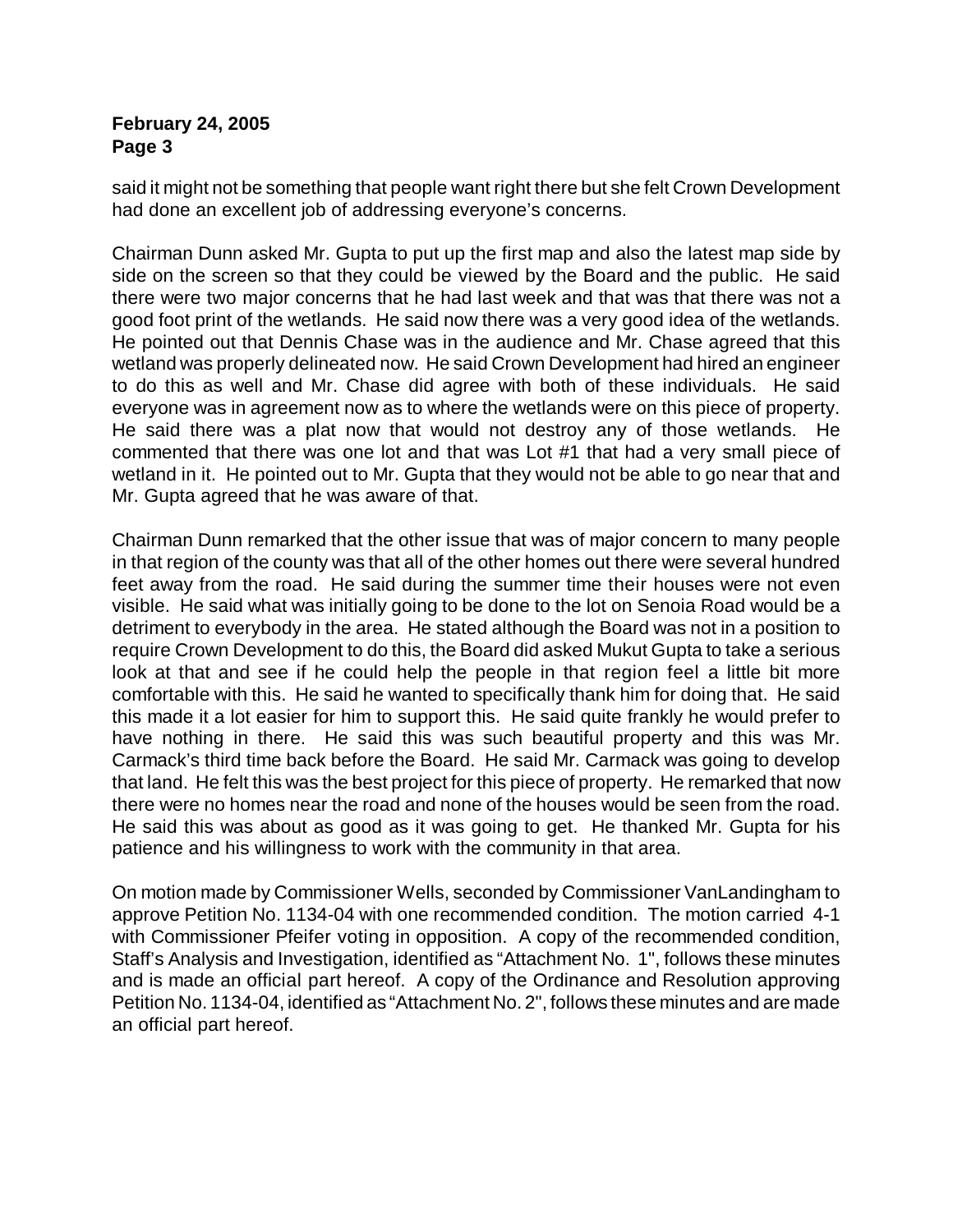said it might not be something that people want right there but she felt Crown Development had done an excellent job of addressing everyone's concerns.

Chairman Dunn asked Mr. Gupta to put up the first map and also the latest map side by side on the screen so that they could be viewed by the Board and the public. He said there were two major concerns that he had last week and that was that there was not a good foot print of the wetlands. He said now there was a very good idea of the wetlands. He pointed out that Dennis Chase was in the audience and Mr. Chase agreed that this wetland was properly delineated now. He said Crown Development had hired an engineer to do this as well and Mr. Chase did agree with both of these individuals. He said everyone was in agreement now as to where the wetlands were on this piece of property. He said there was a plat now that would not destroy any of those wetlands. He commented that there was one lot and that was Lot #1 that had a very small piece of wetland in it. He pointed out to Mr. Gupta that they would not be able to go near that and Mr. Gupta agreed that he was aware of that.

Chairman Dunn remarked that the other issue that was of major concern to many people in that region of the county was that all of the other homes out there were several hundred feet away from the road. He said during the summer time their houses were not even visible. He said what was initially going to be done to the lot on Senoia Road would be a detriment to everybody in the area. He stated although the Board was not in a position to require Crown Development to do this, the Board did asked Mukut Gupta to take a serious look at that and see if he could help the people in that region feel a little bit more comfortable with this. He said he wanted to specifically thank him for doing that. He said this made it a lot easier for him to support this. He said quite frankly he would prefer to have nothing in there. He said this was such beautiful property and this was Mr. Carmack's third time back before the Board. He said Mr. Carmack was going to develop that land. He felt this was the best project for this piece of property. He remarked that now there were no homes near the road and none of the houses would be seen from the road. He said this was about as good as it was going to get. He thanked Mr. Gupta for his patience and his willingness to work with the community in that area.

On motion made by Commissioner Wells, seconded by Commissioner VanLandingham to approve Petition No. 1134-04 with one recommended condition. The motion carried 4-1 with Commissioner Pfeifer voting in opposition. A copy of the recommended condition, Staff's Analysis and Investigation, identified as "Attachment No. 1", follows these minutes and is made an official part hereof. A copy of the Ordinance and Resolution approving Petition No. 1134-04, identified as "Attachment No. 2", follows these minutes and are made an official part hereof.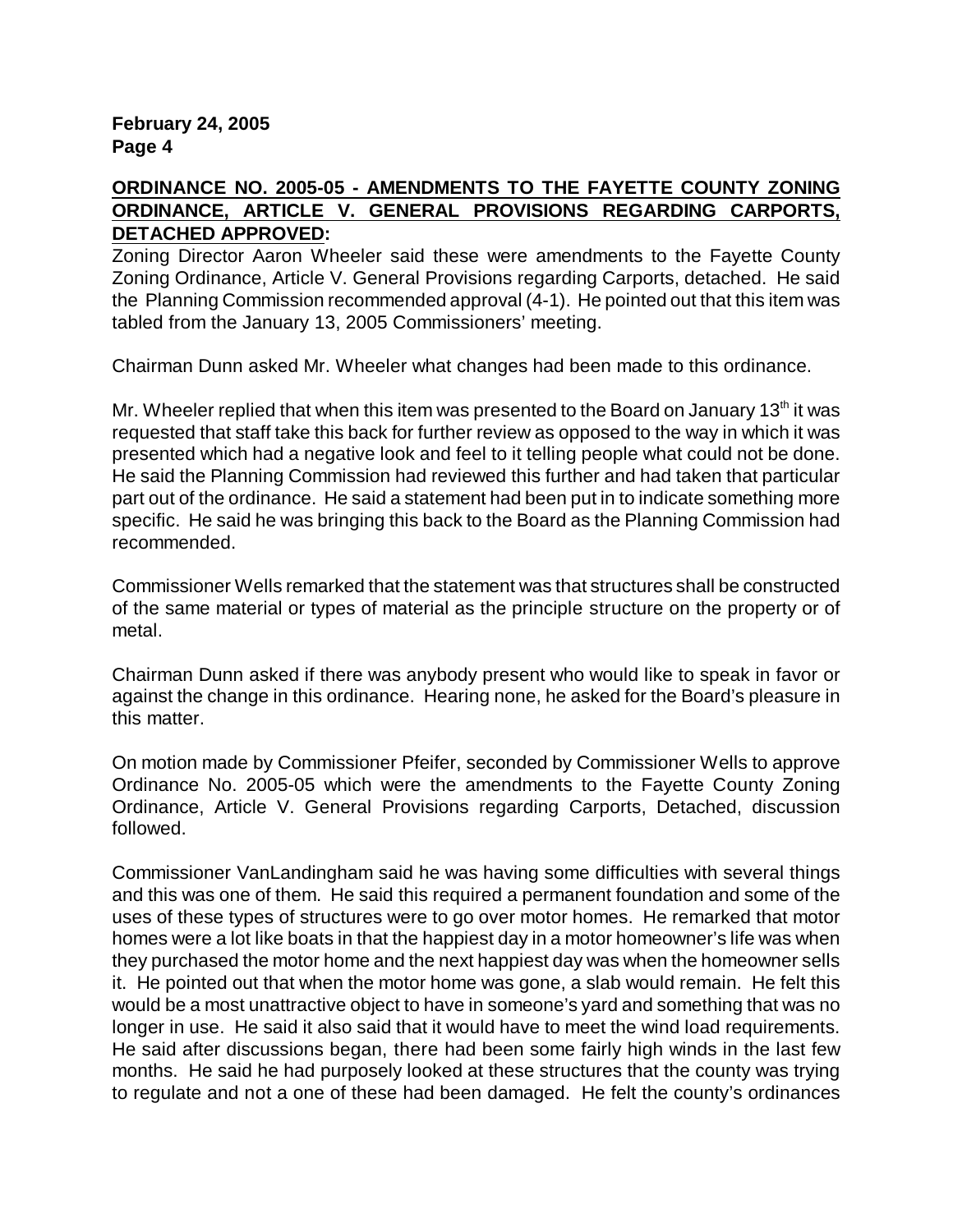## ORDINANCE NO. 2005-05 - AMENDMENTS TO THE FAYETTE COUNTY ZONING ORDINANCE, ARTICLE V. GENERAL PROVISIONS REGARDING CARPORTS, DETACHED APPROVED:

Zoning Director Aaron Wheeler said these were amendments to the Fayette County Zoning Ordinance, Article V. General Provisions regarding Carports, detached. He said the Planning Commission recommended approval (4-1). He pointed out that this item was tabled from the January 13, 2005 Commissioners' meeting.

Chairman Dunn asked Mr. Wheeler what changes had been made to this ordinance.

Mr. Wheeler replied that when this item was presented to the Board on January 13th it was requested that staff take this back for further review as opposed to the way in which it was presented which had a negative look and feel to it telling people what could not be done. He said the Planning Commission had reviewed this further and had taken that particular part out of the ordinance. He said a statement had been put in to indicate something more specific. He said he was bringing this back to the Board as the Planning Commission had recommended.

Commissioner Wells remarked that the statement was that structures shall be constructed of the same material or types of material as the principle structure on the property or of metal.

Chairman Dunn asked if there was anybody present who would like to speak in favor or against the change in this ordinance. Hearing none, he asked for the Board's pleasure in this matter.

On motion made by Commissioner Pfeifer, seconded by Commissioner Wells to approve Ordinance No. 2005-05 which were the amendments to the Fayette County Zoning Ordinance, Article V. General Provisions regarding Carports, Detached, discussion followed.

Commissioner VanLandingham said he was having some difficulties with several things and this was one of them. He said this required a permanent foundation and some of the uses of these types of structures were to go over motor homes. He remarked that motor homes were a lot like boats in that the happiest day in a motor homeowner's life was when they purchased the motor home and the next happiest day was when the homeowner sells it. He pointed out that when the motor home was gone, a slab would remain. He felt this would be a most unattractive object to have in someone's yard and something that was no longer in use. He said it also said that it would have to meet the wind load requirements. He said after discussions began, there had been some fairly high winds in the last few months. He said he had purposely looked at these structures that the county was trying to regulate and not a one of these had been damaged. He felt the county's ordinances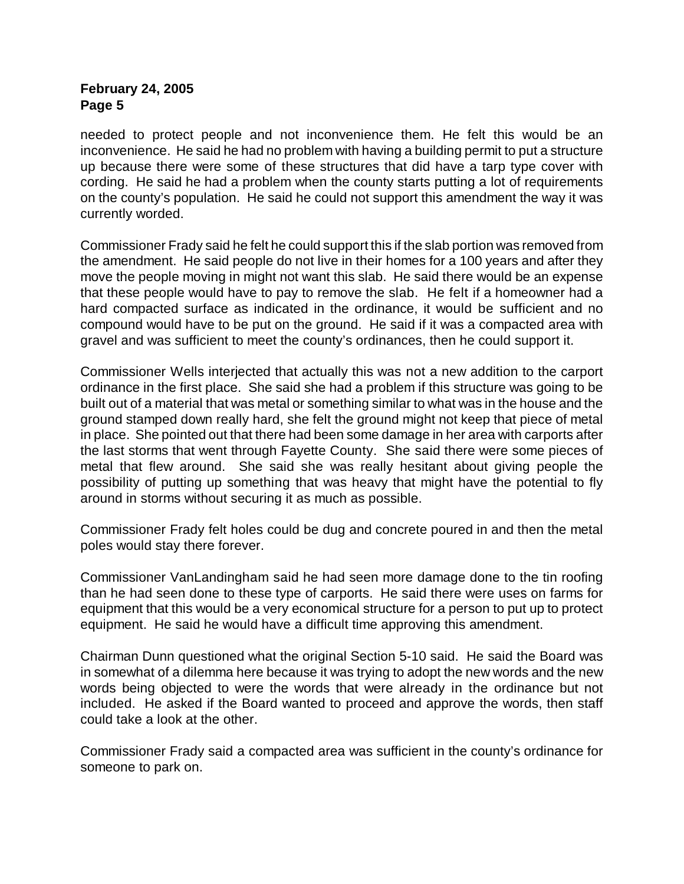needed to protect people and not inconvenience them. He felt this would be an inconvenience. He said he had no problem with having a building permit to put a structure up because there were some of these structures that did have a tarp type cover with cording. He said he had a problem when the county starts putting a lot of requirements on the county's population. He said he could not support this amendment the way it was currently worded.

Commissioner Frady said he felt he could support this if the slab portion was removed from the amendment. He said people do not live in their homes for a 100 years and after they move the people moving in might not want this slab. He said there would be an expense that these people would have to pay to remove the slab. He felt if a homeowner had a hard compacted surface as indicated in the ordinance, it would be sufficient and no compound would have to be put on the ground. He said if it was a compacted area with gravel and was sufficient to meet the county's ordinances, then he could support it.

Commissioner Wells interjected that actually this was not a new addition to the carport ordinance in the first place. She said she had a problem if this structure was going to be built out of a material that was metal or something similar to what was in the house and the ground stamped down really hard, she felt the ground might not keep that piece of metal in place. She pointed out that there had been some damage in her area with carports after the last storms that went through Fayette County. She said there were some pieces of metal that flew around. She said she was really hesitant about giving people the possibility of putting up something that was heavy that might have the potential to fly around in storms without securing it as much as possible.

Commissioner Frady felt holes could be dug and concrete poured in and then the metal poles would stay there forever.

Commissioner VanLandingham said he had seen more damage done to the tin roofing than he had seen done to these type of carports. He said there were uses on farms for equipment that this would be a very economical structure for a person to put up to protect equipment. He said he would have a difficult time approving this amendment.

Chairman Dunn questioned what the original Section 5-10 said. He said the Board was in somewhat of a dilemma here because it was trying to adopt the new words and the new words being objected to were the words that were already in the ordinance but not included. He asked if the Board wanted to proceed and approve the words, then staff could take a look at the other.

Commissioner Frady said a compacted area was sufficient in the county's ordinance for someone to park on.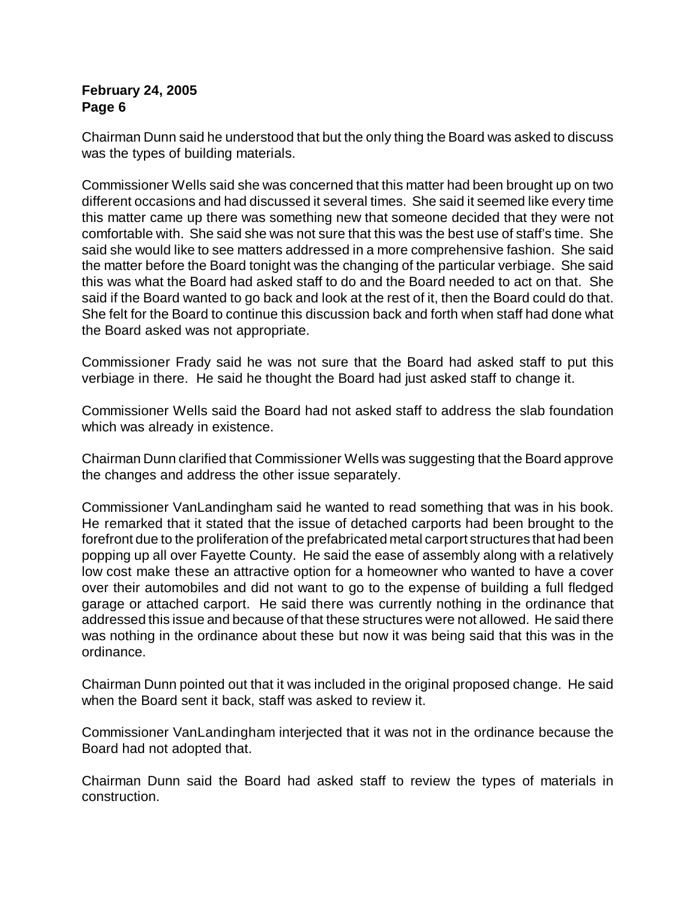Chairman Dunn said he understood that but the only thing the Board was asked to discuss was the types of building materials.

Commissioner Wells said she was concerned that this matter had been brought up on two different occasions and had discussed it several times. She said it seemed like every time this matter came up there was something new that someone decided that they were not comfortable with. She said she was not sure that this was the best use of staff's time. She said she would like to see matters addressed in a more comprehensive fashion. She said the matter before the Board tonight was the changing of the particular verbiage. She said this was what the Board had asked staff to do and the Board needed to act on that. She said if the Board wanted to go back and look at the rest of it, then the Board could do that. She felt for the Board to continue this discussion back and forth when staff had done what the Board asked was not appropriate.

Commissioner Frady said he was not sure that the Board had asked staff to put this verbiage in there. He said he thought the Board had just asked staff to change it.

Commissioner Wells said the Board had not asked staff to address the slab foundation which was already in existence.

Chairman Dunn clarified that Commissioner Wells was suggesting that the Board approve the changes and address the other issue separately.

Commissioner VanLandingham said he wanted to read something that was in his book. He remarked that it stated that the issue of detached carports had been brought to the forefront due to the proliferation of the prefabricated metal carport structures that had been popping up all over Fayette County. He said the ease of assembly along with a relatively low cost make these an attractive option for a homeowner who wanted to have a cover over their automobiles and did not want to go to the expense of building a full fledged garage or attached carport. He said there was currently nothing in the ordinance that addressed this issue and because of that these structures were not allowed. He said there was nothing in the ordinance about these but now it was being said that this was in the ordinance.

Chairman Dunn pointed out that it was included in the original proposed change. He said when the Board sent it back, staff was asked to review it.

Commissioner VanLandingham interjected that it was not in the ordinance because the Board had not adopted that.

Chairman Dunn said the Board had asked staff to review the types of materials in construction.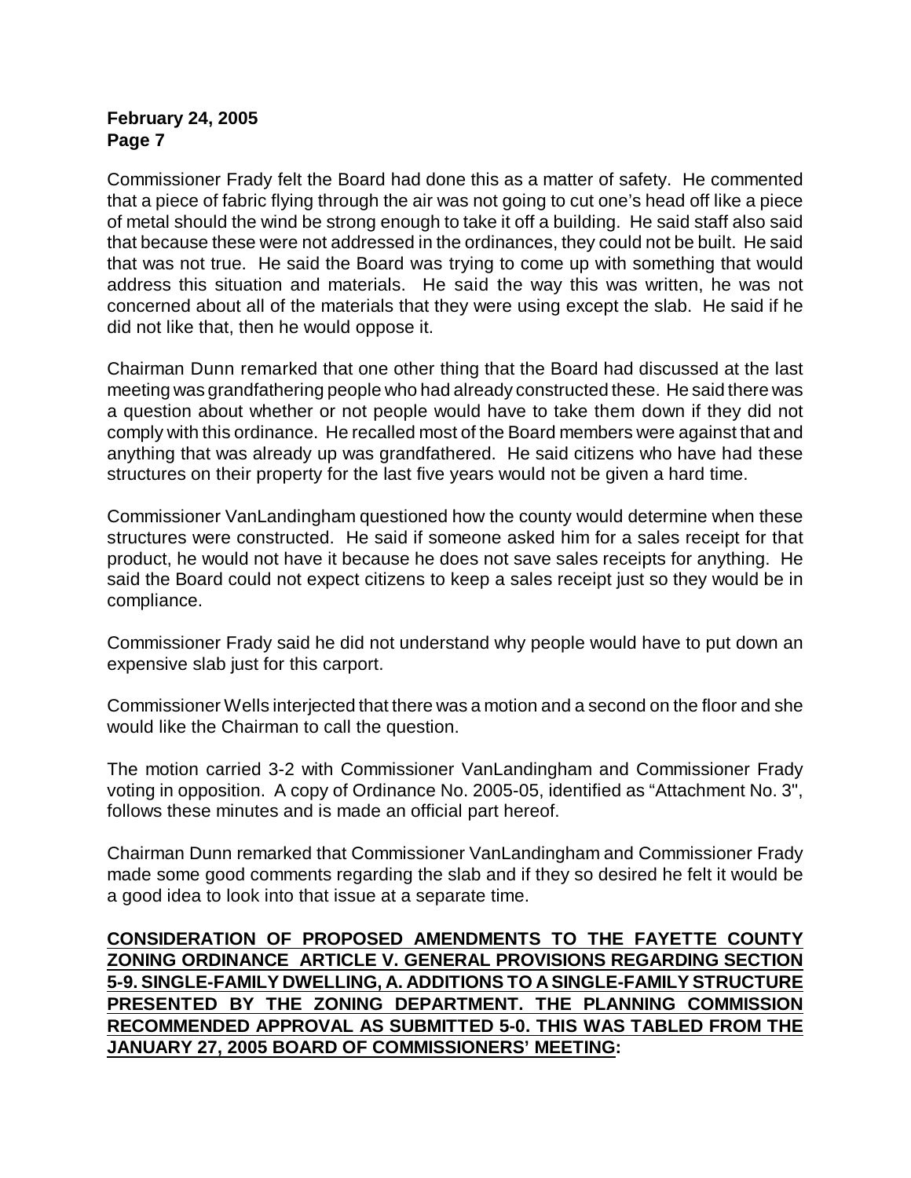Commissioner Frady felt the Board had done this as a matter of safety. He commented that a piece of fabric flying through the air was not going to cut one's head off like a piece of metal should the wind be strong enough to take it off a building. He said staff also said that because these were not addressed in the ordinances, they could not be built. He said that was not true. He said the Board was trying to come up with something that would address this situation and materials. He said the way this was written, he was not concerned about all of the materials that they were using except the slab. He said if he did not like that, then he would oppose it.

Chairman Dunn remarked that one other thing that the Board had discussed at the last meeting was grandfathering people who had already constructed these. He said there was a question about whether or not people would have to take them down if they did not comply with this ordinance. He recalled most of the Board members were against that and anything that was already up was grandfathered. He said citizens who have had these structures on their property for the last five years would not be given a hard time.

Commissioner VanLandingham questioned how the county would determine when these structures were constructed. He said if someone asked him for a sales receipt for that product, he would not have it because he does not save sales receipts for anything. He said the Board could not expect citizens to keep a sales receipt just so they would be in compliance.

Commissioner Frady said he did not understand why people would have to put down an expensive slab just for this carport.

Commissioner Wells interjected that there was a motion and a second on the floor and she would like the Chairman to call the question.

The motion carried 3-2 with Commissioner VanLandingham and Commissioner Frady voting in opposition. A copy of Ordinance No. 2005-05, identified as "Attachment No. 3", follows these minutes and is made an official part hereof.

Chairman Dunn remarked that Commissioner VanLandingham and Commissioner Frady made some good comments regarding the slab and if they so desired he felt it would be a good idea to look into that issue at a separate time.

**CONSIDERATION OF PROPOSED AMENDMENTS TO THE FAYETTE COUNTY ZONING ORDINANCE ARTICLE V. GENERAL PROVISIONS REGARDING SECTION 5-9. SINGLE-FAMILY DWELLING, A. ADDITIONS TO A SINGLE-FAMILY STRUCTURE PRESENTED BY THE ZONING DEPARTMENT. THE PLANNING COMMISSION RECOMMENDED APPROVAL AS SUBMITTED 5-0. THIS WAS TABLED FROM THE JANUARY 27, 2005 BOARD OF COMMISSIONERS' MEETING:**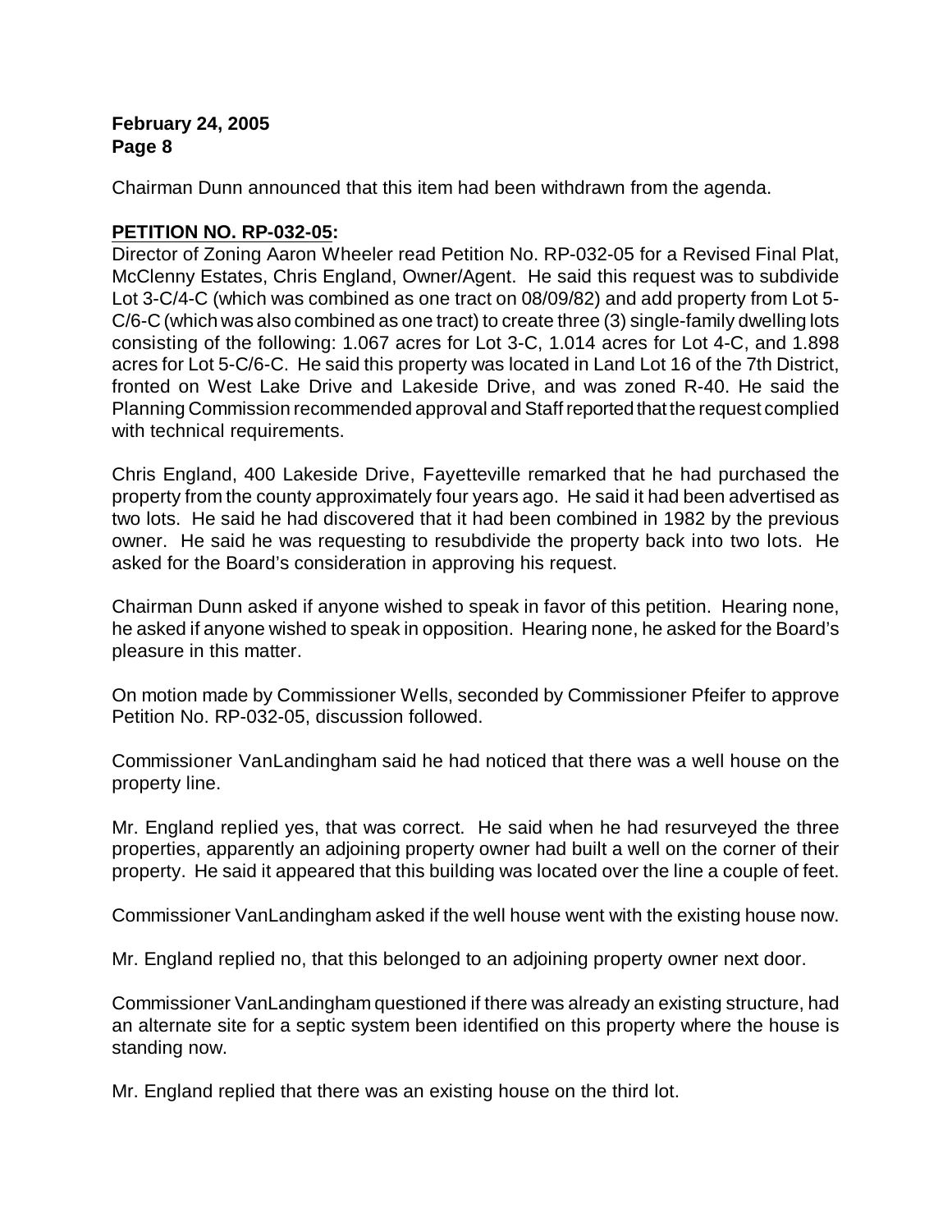Chairman Dunn announced that this item had been withdrawn from the agenda.

**PETITION NO. RP-032-05:**

Director of Zoning Aaron Wheeler read Petition No. RP-032-05 for a Revised Final Plat, McClenny Estates, Chris England, Owner/Agent. He said this request was to subdivide Lot 3-C/4-C (which was combined as one tract on 08/09/82) and add property from Lot 5-C/6-C (which was also combined as one tract) to create three (3) single-family dwelling lots consisting of the following: 1.067 acres for Lot 3-C, 1.014 acres for Lot 4-C, and 1.898 acres for Lot 5-C/6-C. He said this property was located in Land Lot 16 of the 7th District, fronted on West Lake Drive and Lakeside Drive, and was zoned R-40. He said the Planning Commission recommended approval and Staff reported that the request complied with technical requirements.

Chris England, 400 Lakeside Drive, Fayetteville remarked that he had purchased the property from the county approximately four years ago. He said it had been advertised as two lots. He said he had discovered that it had been combined in 1982 by the previous owner. He said he was requesting to resubdivide the property back into two lots. He asked for the Board's consideration in approving his request.

Chairman Dunn asked if anyone wished to speak in favor of this petition. Hearing none, he asked if anyone wished to speak in opposition. Hearing none, he asked for the Board's pleasure in this matter.

On motion made by Commissioner Wells, seconded by Commissioner Pfeifer to approve Petition No. RP-032-05, discussion followed.

Commissioner VanLandingham said he had noticed that there was a well house on the property line.

Mr. England replied yes, that was correct. He said when he had resurveyed the three properties, apparently an adjoining property owner had built a well on the corner of their property. He said it appeared that this building was located over the line a couple of feet.

Commissioner VanLandingham asked if the well house went with the existing house now.

Mr. England replied no, that this belonged to an adjoining property owner next door.

Commissioner VanLandingham questioned if there was already an existing structure, had an alternate site for a septic system been identified on this property where the house is standing now.

Mr. England replied that there was an existing house on the third lot.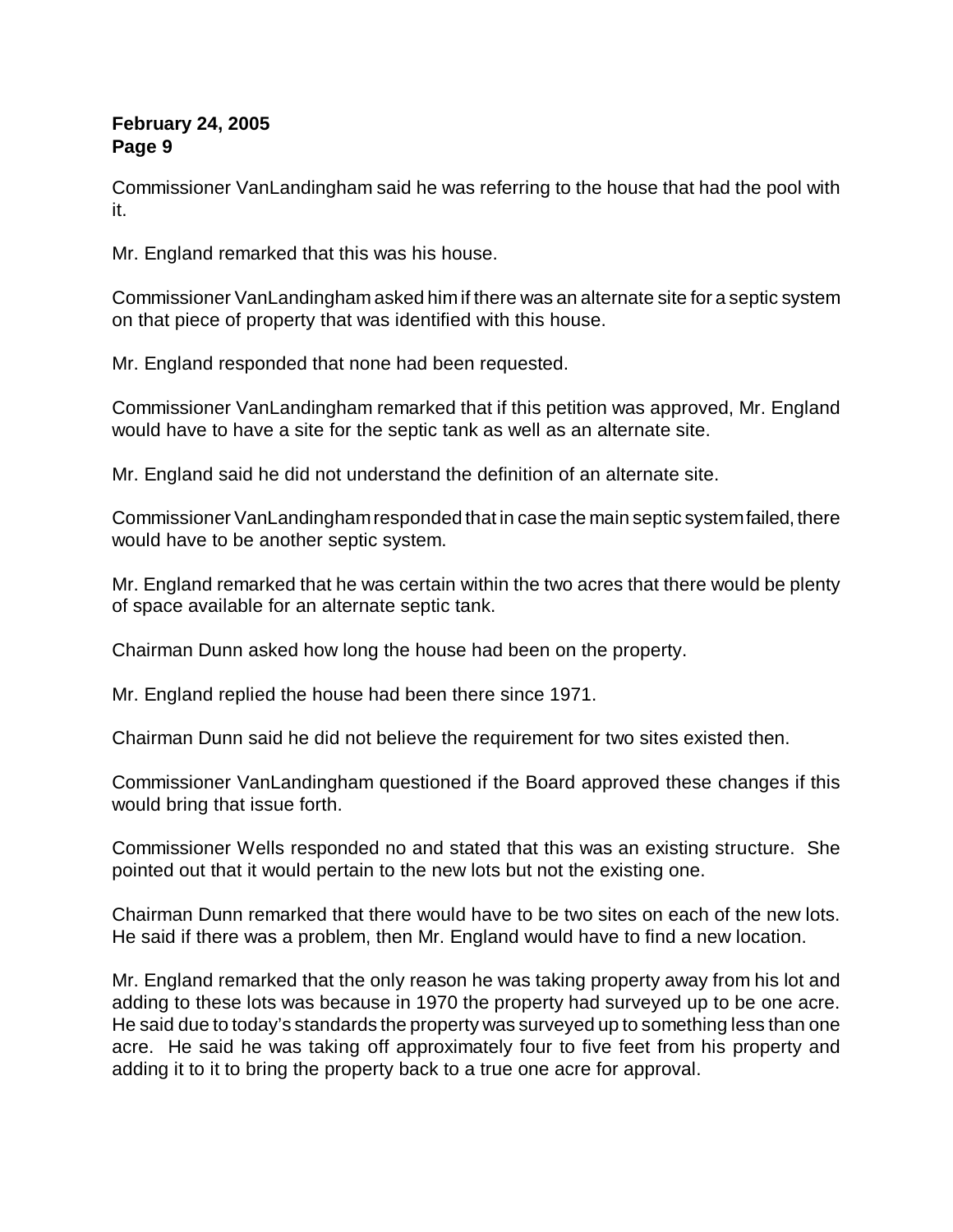Commissioner VanLandingham said he was referring to the house that had the pool with it.

Mr. England remarked that this was his house.

Commissioner VanLandingham asked him if there was an alternate site for a septic system on that piece of property that was identified with this house.

Mr. England responded that none had been requested.

Commissioner VanLandingham remarked that if this petition was approved, Mr. England would have to have a site for the septic tank as well as an alternate site.

Mr. England said he did not understand the definition of an alternate site.

Commissioner VanLandingham responded that in case the main septic system failed, there would have to be another septic system.

Mr. England remarked that he was certain within the two acres that there would be plenty of space available for an alternate septic tank.

Chairman Dunn asked how long the house had been on the property.

Mr. England replied the house had been there since 1971.

Chairman Dunn said he did not believe the requirement for two sites existed then.

Commissioner VanLandingham questioned if the Board approved these changes if this would bring that issue forth.

Commissioner Wells responded no and stated that this was an existing structure. She pointed out that it would pertain to the new lots but not the existing one.

Chairman Dunn remarked that there would have to be two sites on each of the new lots. He said if there was a problem, then Mr. England would have to find a new location.

Mr. England remarked that the only reason he was taking property away from his lot and adding to these lots was because in 1970 the property had surveyed up to be one acre. He said due to today's standards the property was surveyed up to something less than one acre. He said he was taking off approximately four to five feet from his property and adding it to it to bring the property back to a true one acre for approval.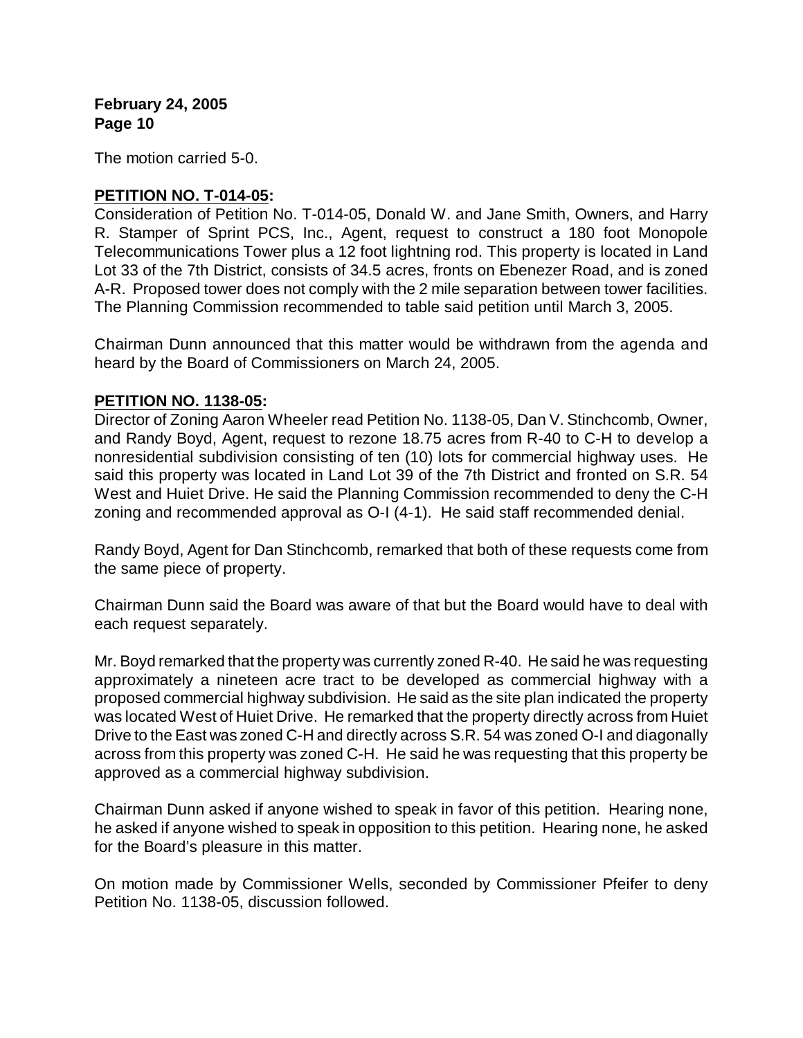The motion carried 5-0.

**PETITION NO. T-014-05:**

Consideration of Petition No. T-014-05, Donald W. and Jane Smith, Owners, and Harry R. Stamper of Sprint PCS, Inc., Agent, request to construct a 180 foot Monopole Telecommunications Tower plus a 12 foot lightning rod. This property is located in Land Lot 33 of the 7th District, consists of 34.5 acres, fronts on Ebenezer Road, and is zoned A-R. Proposed tower does not comply with the 2 mile separation between tower facilities. The Planning Commission recommended to table said petition until March 3, 2005.

Chairman Dunn announced that this matter would be withdrawn from the agenda and heard by the Board of Commissioners on March 24, 2005.

**PETITION NO. 1138-05:**

Director of Zoning Aaron Wheeler read Petition No. 1138-05, Dan V. Stinchcomb, Owner, and Randy Boyd, Agent, request to rezone 18.75 acres from R-40 to C-H to develop a nonresidential subdivision consisting of ten (10) lots for commercial highway uses. He said this property was located in Land Lot 39 of the 7th District and fronted on S.R. 54 West and Huiet Drive. He said the Planning Commission recommended to deny the C-H zoning and recommended approval as O-I (4-1). He said staff recommended denial.

Randy Boyd, Agent for Dan Stinchcomb, remarked that both of these requests come from the same piece of property.

Chairman Dunn said the Board was aware of that but the Board would have to deal with each request separately.

Mr. Boyd remarked that the property was currently zoned R-40. He said he was requesting approximately a nineteen acre tract to be developed as commercial highway with a proposed commercial highway subdivision. He said as the site plan indicated the property was located West of Huiet Drive. He remarked that the property directly across from Huiet Drive to the East was zoned C-H and directly across S.R. 54 was zoned O-I and diagonally across from this property was zoned C-H. He said he was requesting that this property be approved as a commercial highway subdivision.

Chairman Dunn asked if anyone wished to speak in favor of this petition. Hearing none, he asked if anyone wished to speak in opposition to this petition. Hearing none, he asked for the Board's pleasure in this matter.

On motion made by Commissioner Wells, seconded by Commissioner Pfeifer to deny Petition No. 1138-05, discussion followed.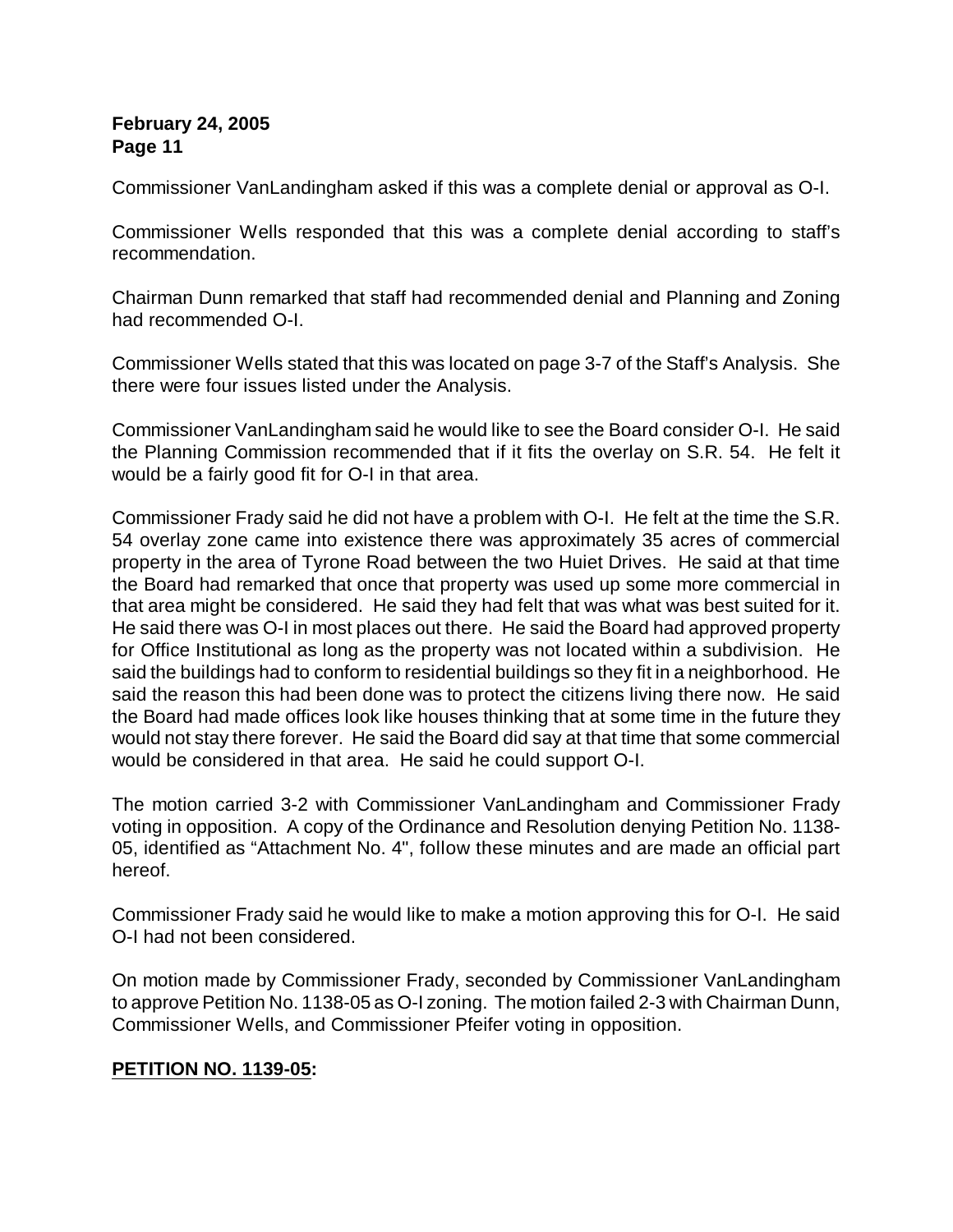Commissioner VanLandingham asked if this was a complete denial or approval as O-I.

Commissioner Wells responded that this was a complete denial according to staff's recommendation.

Chairman Dunn remarked that staff had recommended denial and Planning and Zoning had recommended O-I.

Commissioner Wells stated that this was located on page 3-7 of the Staff's Analysis. She there were four issues listed under the Analysis.

Commissioner VanLandingham said he would like to see the Board consider O-I. He said the Planning Commission recommended that if it fits the overlay on S.R. 54. He felt it would be a fairly good fit for O-I in that area.

Commissioner Frady said he did not have a problem with O-I. He felt at the time the S.R. 54 overlay zone came into existence there was approximately 35 acres of commercial property in the area of Tyrone Road between the two Huiet Drives. He said at that time the Board had remarked that once that property was used up some more commercial in that area might be considered. He said they had felt that was what was best suited for it. He said there was O-I in most places out there. He said the Board had approved property for Office Institutional as long as the property was not located within a subdivision. He said the buildings had to conform to residential buildings so they fit in a neighborhood. He said the reason this had been done was to protect the citizens living there now. He said the Board had made offices look like houses thinking that at some time in the future they would not stay there forever. He said the Board did say at that time that some commercial would be considered in that area. He said he could support O-I.

The motion carried 3-2 with Commissioner VanLandingham and Commissioner Frady voting in opposition. A copy of the Ordinance and Resolution denying Petition No. 1138-05, identified as "Attachment No. 4", follow these minutes and are made an official part hereof.

Commissioner Frady said he would like to make a motion approving this for O-I. He said O-I had not been considered.

On motion made by Commissioner Frady, seconded by Commissioner VanLandingham to approve Petition No. 1138-05 as O-I zoning. The motion failed 2-3 with Chairman Dunn, Commissioner Wells, and Commissioner Pfeifer voting in opposition.

**PETITION NO. 1139-05:**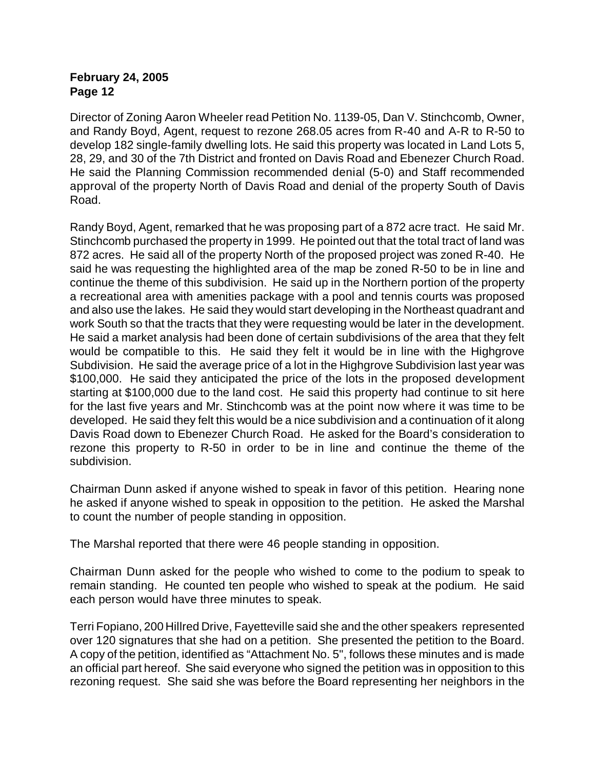Director of Zoning Aaron Wheeler read Petition No. 1139-05, Dan V. Stinchcomb, Owner, and Randy Boyd, Agent, request to rezone 268.05 acres from R-40 and A-R to R-50 to develop 182 single-family dwelling lots. He said this property was located in Land Lots 5, 28, 29, and 30 of the 7th District and fronted on Davis Road and Ebenezer Church Road. He said the Planning Commission recommended denial (5-0) and Staff recommended approval of the property North of Davis Road and denial of the property South of Davis Road.

Randy Boyd, Agent, remarked that he was proposing part of a 872 acre tract. He said Mr. Stinchcomb purchased the property in 1999. He pointed out that the total tract of land was 872 acres. He said all of the property North of the proposed project was zoned R-40. He said he was requesting the highlighted area of the map be zoned R-50 to be in line and continue the theme of this subdivision. He said up in the Northern portion of the property a recreational area with amenities package with a pool and tennis courts was proposed and also use the lakes. He said they would start developing in the Northeast quadrant and work South so that the tracts that they were requesting would be later in the development. He said a market analysis had been done of certain subdivisions of the area that they felt would be compatible to this. He said they felt it would be in line with the Highgrove Subdivision. He said the average price of a lot in the Highgrove Subdivision last year was $100,000. He said they anticipated the price of the lots in the proposed development starting at $100,000 due to the land cost. He said this property had continue to sit here for the last five years and Mr. Stinchcomb was at the point now where it was time to be developed. He said they felt this would be a nice subdivision and a continuation of it along Davis Road down to Ebenezer Church Road. He asked for the Board's consideration to rezone this property to R-50 in order to be in line and continue the theme of the subdivision.

Chairman Dunn asked if anyone wished to speak in favor of this petition. Hearing none he asked if anyone wished to speak in opposition to the petition. He asked the Marshal to count the number of people standing in opposition.

The Marshal reported that there were 46 people standing in opposition.

Chairman Dunn asked for the people who wished to come to the podium to speak to remain standing. He counted ten people who wished to speak at the podium. He said each person would have three minutes to speak.

Terri Fopiano, 200 Hillred Drive, Fayetteville said she and the other speakers represented over 120 signatures that she had on a petition. She presented the petition to the Board. A copy of the petition, identified as "Attachment No. 5", follows these minutes and is made an official part hereof. She said everyone who signed the petition was in opposition to this rezoning request. She said she was before the Board representing her neighbors in the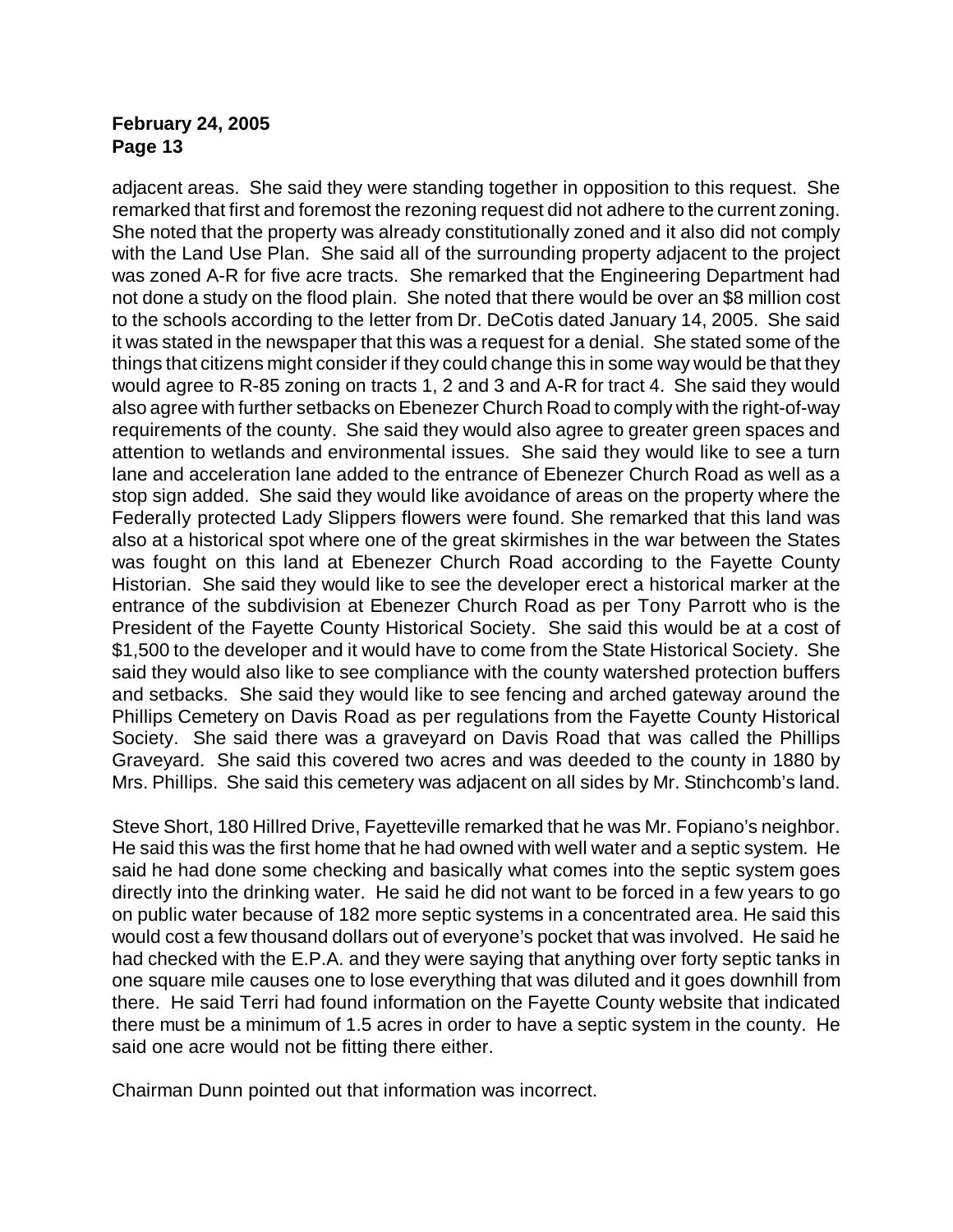adjacent areas. She said they were standing together in opposition to this request. She remarked that first and foremost the rezoning request did not adhere to the current zoning. She noted that the property was already constitutionally zoned and it also did not comply with the Land Use Plan. She said all of the surrounding property adjacent to the project was zoned A-R for five acre tracts. She remarked that the Engineering Department had not done a study on the flood plain. She noted that there would be over an $8 million cost to the schools according to the letter from Dr. DeCotis dated January 14, 2005. She said it was stated in the newspaper that this was a request for a denial. She stated some of the things that citizens might consider if they could change this in some way would be that they would agree to R-85 zoning on tracts 1, 2 and 3 and A-R for tract 4. She said they would also agree with further setbacks on Ebenezer Church Road to comply with the right-of-way requirements of the county. She said they would also agree to greater green spaces and attention to wetlands and environmental issues. She said they would like to see a turn lane and acceleration lane added to the entrance of Ebenezer Church Road as well as a stop sign added. She said they would like avoidance of areas on the property where the Federally protected Lady Slippers flowers were found. She remarked that this land was also at a historical spot where one of the great skirmishes in the war between the States was fought on this land at Ebenezer Church Road according to the Fayette County Historian. She said they would like to see the developer erect a historical marker at the entrance of the subdivision at Ebenezer Church Road as per Tony Parrott who is the President of the Fayette County Historical Society. She said this would be at a cost of $1,500 to the developer and it would have to come from the State Historical Society. She said they would also like to see compliance with the county watershed protection buffers and setbacks. She said they would like to see fencing and arched gateway around the Phillips Cemetery on Davis Road as per regulations from the Fayette County Historical Society. She said there was a graveyard on Davis Road that was called the Phillips Graveyard. She said this covered two acres and was deeded to the county in 1880 by Mrs. Phillips. She said this cemetery was adjacent on all sides by Mr. Stinchcomb's land.

Steve Short, 180 Hillred Drive, Fayetteville remarked that he was Mr. Fopiano's neighbor. He said this was the first home that he had owned with well water and a septic system. He said he had done some checking and basically what comes into the septic system goes directly into the drinking water. He said he did not want to be forced in a few years to go on public water because of 182 more septic systems in a concentrated area. He said this would cost a few thousand dollars out of everyone's pocket that was involved. He said he had checked with the E.P.A. and they were saying that anything over forty septic tanks in one square mile causes one to lose everything that was diluted and it goes downhill from there. He said Terri had found information on the Fayette County website that indicated there must be a minimum of 1.5 acres in order to have a septic system in the county. He said one acre would not be fitting there either.

Chairman Dunn pointed out that information was incorrect.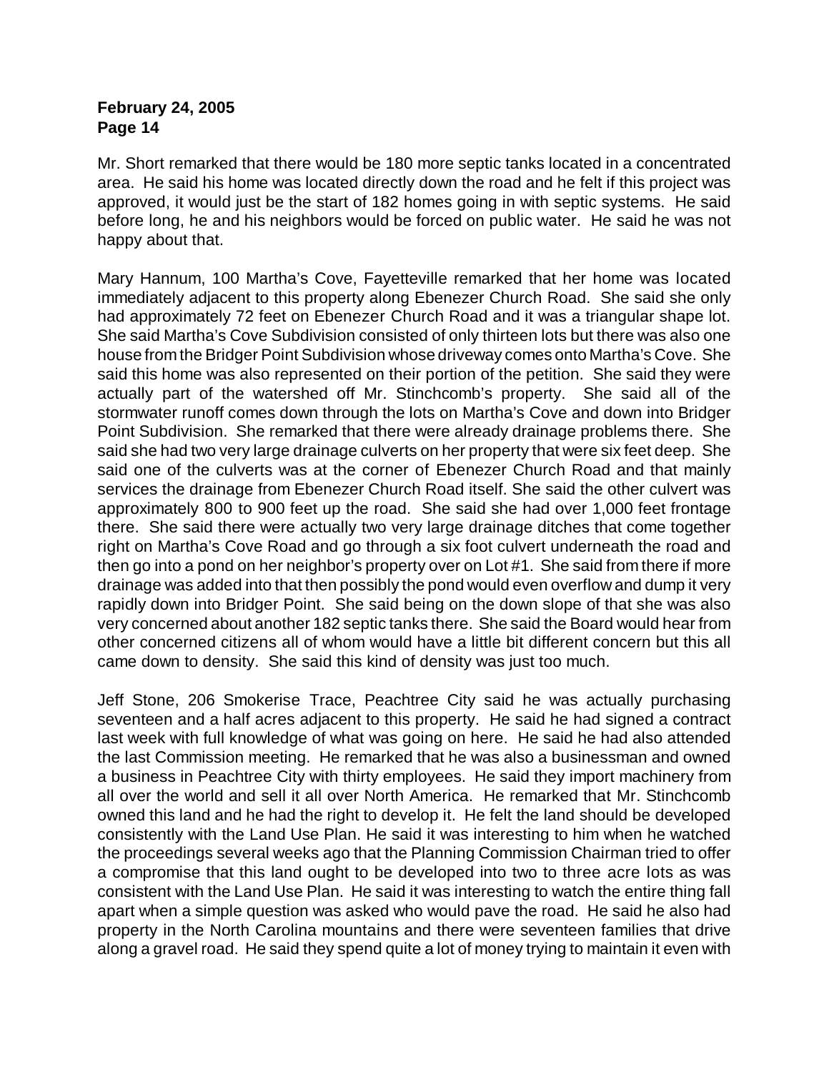Mr. Short remarked that there would be 180 more septic tanks located in a concentrated area. He said his home was located directly down the road and he felt if this project was approved, it would just be the start of 182 homes going in with septic systems. He said before long, he and his neighbors would be forced on public water. He said he was not happy about that.

Mary Hannum, 100 Martha's Cove, Fayetteville remarked that her home was located immediately adjacent to this property along Ebenezer Church Road. She said she only had approximately 72 feet on Ebenezer Church Road and it was a triangular shape lot. She said Martha's Cove Subdivision consisted of only thirteen lots but there was also one house from the Bridger Point Subdivision whose driveway comes onto Martha's Cove. She said this home was also represented on their portion of the petition. She said they were actually part of the watershed off Mr. Stinchcomb's property. She said all of the stormwater runoff comes down through the lots on Martha's Cove and down into Bridger Point Subdivision. She remarked that there were already drainage problems there. She said she had two very large drainage culverts on her property that were six feet deep. She said one of the culverts was at the corner of Ebenezer Church Road and that mainly services the drainage from Ebenezer Church Road itself. She said the other culvert was approximately 800 to 900 feet up the road. She said she had over 1,000 feet frontage there. She said there were actually two very large drainage ditches that come together right on Martha's Cove Road and go through a six foot culvert underneath the road and then go into a pond on her neighbor's property over on Lot #1. She said from there if more drainage was added into that then possibly the pond would even overflow and dump it very rapidly down into Bridger Point. She said being on the down slope of that she was also very concerned about another 182 septic tanks there. She said the Board would hear from other concerned citizens all of whom would have a little bit different concern but this all came down to density. She said this kind of density was just too much.

Jeff Stone, 206 Smokerise Trace, Peachtree City said he was actually purchasing seventeen and a half acres adjacent to this property. He said he had signed a contract last week with full knowledge of what was going on here. He said he had also attended the last Commission meeting. He remarked that he was also a businessman and owned a business in Peachtree City with thirty employees. He said they import machinery from all over the world and sell it all over North America. He remarked that Mr. Stinchcomb owned this land and he had the right to develop it. He felt the land should be developed consistently with the Land Use Plan. He said it was interesting to him when he watched the proceedings several weeks ago that the Planning Commission Chairman tried to offer a compromise that this land ought to be developed into two to three acre lots as was consistent with the Land Use Plan. He said it was interesting to watch the entire thing fall apart when a simple question was asked who would pave the road. He said he also had property in the North Carolina mountains and there were seventeen families that drive along a gravel road. He said they spend quite a lot of money trying to maintain it even with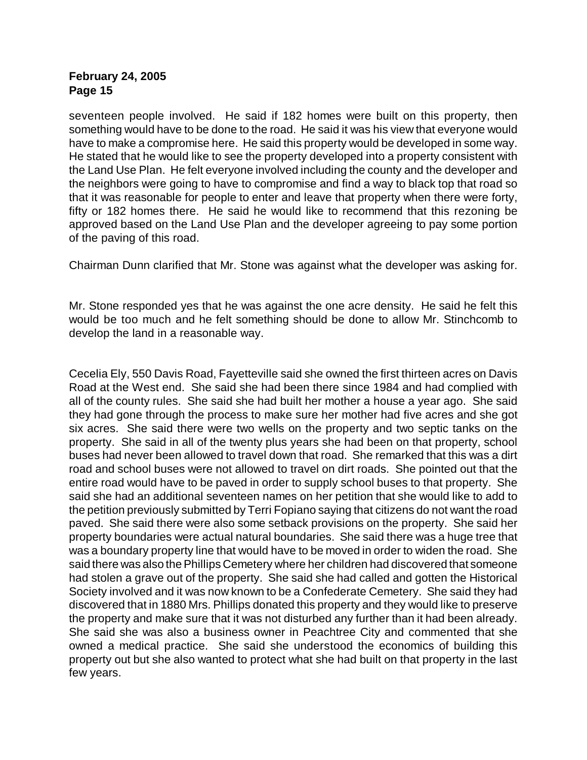seventeen people involved. He said if 182 homes were built on this property, then something would have to be done to the road. He said it was his view that everyone would have to make a compromise here. He said this property would be developed in some way. He stated that he would like to see the property developed into a property consistent with the Land Use Plan. He felt everyone involved including the county and the developer and the neighbors were going to have to compromise and find a way to black top that road so that it was reasonable for people to enter and leave that property when there were forty, fifty or 182 homes there. He said he would like to recommend that this rezoning be approved based on the Land Use Plan and the developer agreeing to pay some portion of the paving of this road.

Chairman Dunn clarified that Mr. Stone was against what the developer was asking for.

Mr. Stone responded yes that he was against the one acre density. He said he felt this would be too much and he felt something should be done to allow Mr. Stinchcomb to develop the land in a reasonable way.

Cecelia Ely, 550 Davis Road, Fayetteville said she owned the first thirteen acres on Davis Road at the West end. She said she had been there since 1984 and had complied with all of the county rules. She said she had built her mother a house a year ago. She said they had gone through the process to make sure her mother had five acres and she got six acres. She said there were two wells on the property and two septic tanks on the property. She said in all of the twenty plus years she had been on that property, school buses had never been allowed to travel down that road. She remarked that this was a dirt road and school buses were not allowed to travel on dirt roads. She pointed out that the entire road would have to be paved in order to supply school buses to that property. She said she had an additional seventeen names on her petition that she would like to add to the petition previously submitted by Terri Fopiano saying that citizens do not want the road paved. She said there were also some setback provisions on the property. She said her property boundaries were actual natural boundaries. She said there was a huge tree that was a boundary property line that would have to be moved in order to widen the road. She said there was also the Phillips Cemetery where her children had discovered that someone had stolen a grave out of the property. She said she had called and gotten the Historical Society involved and it was now known to be a Confederate Cemetery. She said they had discovered that in 1880 Mrs. Phillips donated this property and they would like to preserve the property and make sure that it was not disturbed any further than it had been already. She said she was also a business owner in Peachtree City and commented that she owned a medical practice. She said she understood the economics of building this property out but she also wanted to protect what she had built on that property in the last few years.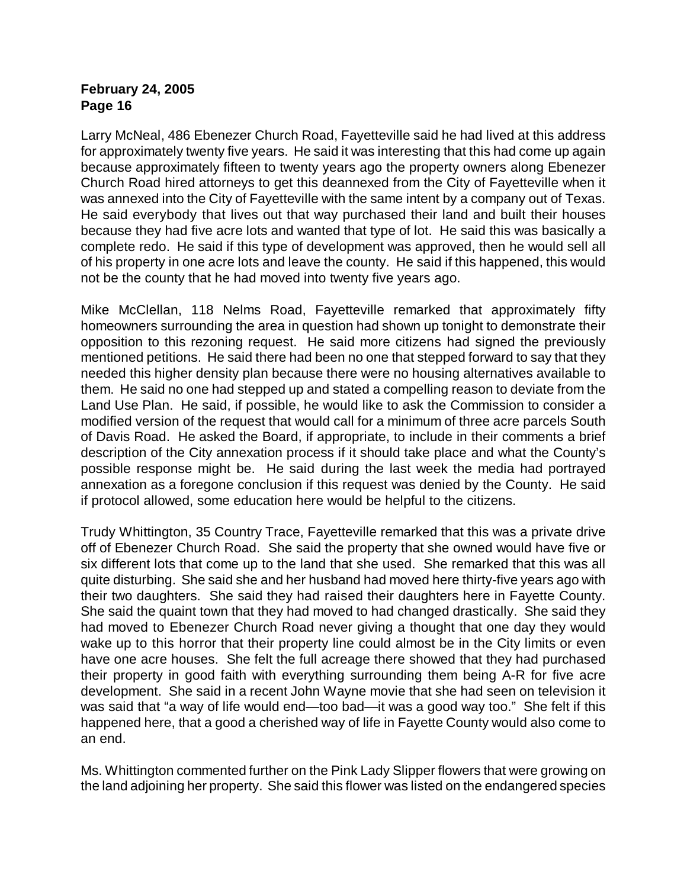Larry McNeal, 486 Ebenezer Church Road, Fayetteville said he had lived at this address for approximately twenty five years. He said it was interesting that this had come up again because approximately fifteen to twenty years ago the property owners along Ebenezer Church Road hired attorneys to get this deannexed from the City of Fayetteville when it was annexed into the City of Fayetteville with the same intent by a company out of Texas. He said everybody that lives out that way purchased their land and built their houses because they had five acre lots and wanted that type of lot. He said this was basically a complete redo. He said if this type of development was approved, then he would sell all of his property in one acre lots and leave the county. He said if this happened, this would not be the county that he had moved into twenty five years ago.

Mike McClellan, 118 Nelms Road, Fayetteville remarked that approximately fifty homeowners surrounding the area in question had shown up tonight to demonstrate their opposition to this rezoning request. He said more citizens had signed the previously mentioned petitions. He said there had been no one that stepped forward to say that they needed this higher density plan because there were no housing alternatives available to them. He said no one had stepped up and stated a compelling reason to deviate from the Land Use Plan. He said, if possible, he would like to ask the Commission to consider a modified version of the request that would call for a minimum of three acre parcels South of Davis Road. He asked the Board, if appropriate, to include in their comments a brief description of the City annexation process if it should take place and what the County's possible response might be. He said during the last week the media had portrayed annexation as a foregone conclusion if this request was denied by the County. He said if protocol allowed, some education here would be helpful to the citizens.

Trudy Whittington, 35 Country Trace, Fayetteville remarked that this was a private drive off of Ebenezer Church Road. She said the property that she owned would have five or six different lots that come up to the land that she used. She remarked that this was all quite disturbing. She said she and her husband had moved here thirty-five years ago with their two daughters. She said they had raised their daughters here in Fayette County. She said the quaint town that they had moved to had changed drastically. She said they had moved to Ebenezer Church Road never giving a thought that one day they would wake up to this horror that their property line could almost be in the City limits or even have one acre houses. She felt the full acreage there showed that they had purchased their property in good faith with everything surrounding them being A-R for five acre development. She said in a recent John Wayne movie that she had seen on television it was said that "a way of life would end—too bad—it was a good way too." She felt if this happened here, that a good a cherished way of life in Fayette County would also come to an end.

Ms. Whittington commented further on the Pink Lady Slipper flowers that were growing on the land adjoining her property. She said this flower was listed on the endangered species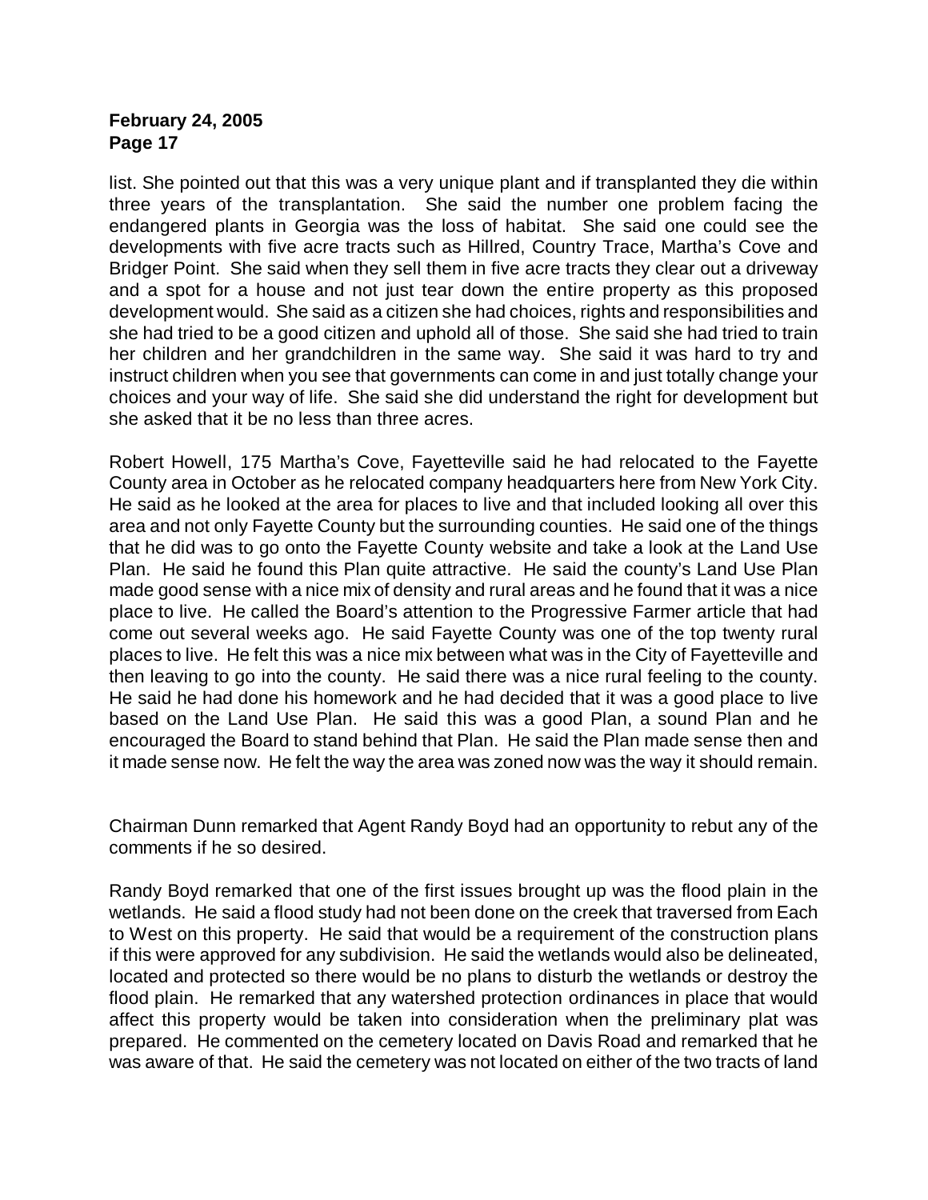list. She pointed out that this was a very unique plant and if transplanted they die within three years of the transplantation. She said the number one problem facing the endangered plants in Georgia was the loss of habitat. She said one could see the developments with five acre tracts such as Hillred, Country Trace, Martha's Cove and Bridger Point. She said when they sell them in five acre tracts they clear out a driveway and a spot for a house and not just tear down the entire property as this proposed development would. She said as a citizen she had choices, rights and responsibilities and she had tried to be a good citizen and uphold all of those. She said she had tried to train her children and her grandchildren in the same way. She said it was hard to try and instruct children when you see that governments can come in and just totally change your choices and your way of life. She said she did understand the right for development but she asked that it be no less than three acres.

Robert Howell, 175 Martha's Cove, Fayetteville said he had relocated to the Fayette County area in October as he relocated company headquarters here from New York City. He said as he looked at the area for places to live and that included looking all over this area and not only Fayette County but the surrounding counties. He said one of the things that he did was to go onto the Fayette County website and take a look at the Land Use Plan. He said he found this Plan quite attractive. He said the county's Land Use Plan made good sense with a nice mix of density and rural areas and he found that it was a nice place to live. He called the Board's attention to the Progressive Farmer article that had come out several weeks ago. He said Fayette County was one of the top twenty rural places to live. He felt this was a nice mix between what was in the City of Fayetteville and then leaving to go into the county. He said there was a nice rural feeling to the county. He said he had done his homework and he had decided that it was a good place to live based on the Land Use Plan. He said this was a good Plan, a sound Plan and he encouraged the Board to stand behind that Plan. He said the Plan made sense then and it made sense now. He felt the way the area was zoned now was the way it should remain.

Chairman Dunn remarked that Agent Randy Boyd had an opportunity to rebut any of the comments if he so desired.

Randy Boyd remarked that one of the first issues brought up was the flood plain in the wetlands. He said a flood study had not been done on the creek that traversed from Each to West on this property. He said that would be a requirement of the construction plans if this were approved for any subdivision. He said the wetlands would also be delineated, located and protected so there would be no plans to disturb the wetlands or destroy the flood plain. He remarked that any watershed protection ordinances in place that would affect this property would be taken into consideration when the preliminary plat was prepared. He commented on the cemetery located on Davis Road and remarked that he was aware of that. He said the cemetery was not located on either of the two tracts of land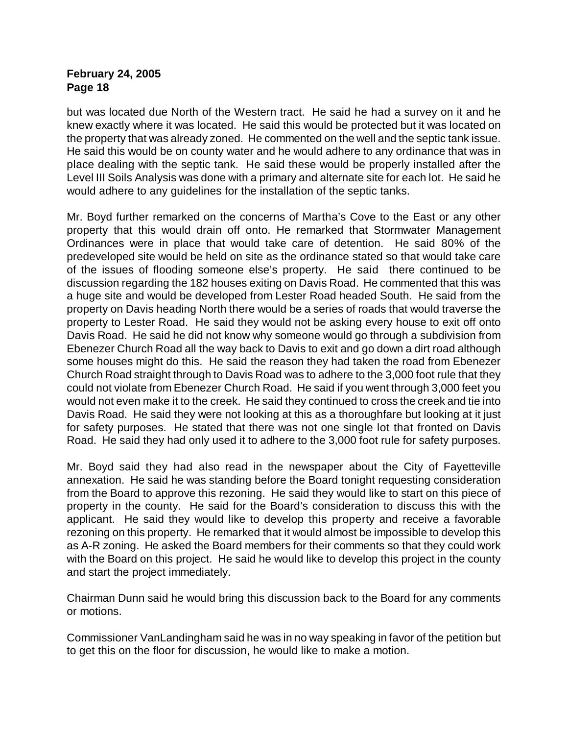but was located due North of the Western tract. He said he had a survey on it and he knew exactly where it was located. He said this would be protected but it was located on the property that was already zoned. He commented on the well and the septic tank issue. He said this would be on county water and he would adhere to any ordinance that was in place dealing with the septic tank. He said these would be properly installed after the Level III Soils Analysis was done with a primary and alternate site for each lot. He said he would adhere to any guidelines for the installation of the septic tanks.

Mr. Boyd further remarked on the concerns of Martha's Cove to the East or any other property that this would drain off onto. He remarked that Stormwater Management Ordinances were in place that would take care of detention. He said 80% of the predeveloped site would be held on site as the ordinance stated so that would take care of the issues of flooding someone else's property. He said there continued to be discussion regarding the 182 houses exiting on Davis Road. He commented that this was a huge site and would be developed from Lester Road headed South. He said from the property on Davis heading North there would be a series of roads that would traverse the property to Lester Road. He said they would not be asking every house to exit off onto Davis Road. He said he did not know why someone would go through a subdivision from Ebenezer Church Road all the way back to Davis to exit and go down a dirt road although some houses might do this. He said the reason they had taken the road from Ebenezer Church Road straight through to Davis Road was to adhere to the 3,000 foot rule that they could not violate from Ebenezer Church Road. He said if you went through 3,000 feet you would not even make it to the creek. He said they continued to cross the creek and tie into Davis Road. He said they were not looking at this as a thoroughfare but looking at it just for safety purposes. He stated that there was not one single lot that fronted on Davis Road. He said they had only used it to adhere to the 3,000 foot rule for safety purposes.

Mr. Boyd said they had also read in the newspaper about the City of Fayetteville annexation. He said he was standing before the Board tonight requesting consideration from the Board to approve this rezoning. He said they would like to start on this piece of property in the county. He said for the Board's consideration to discuss this with the applicant. He said they would like to develop this property and receive a favorable rezoning on this property. He remarked that it would almost be impossible to develop this as A-R zoning. He asked the Board members for their comments so that they could work with the Board on this project. He said he would like to develop this project in the county and start the project immediately.

Chairman Dunn said he would bring this discussion back to the Board for any comments or motions.

Commissioner VanLandingham said he was in no way speaking in favor of the petition but to get this on the floor for discussion, he would like to make a motion.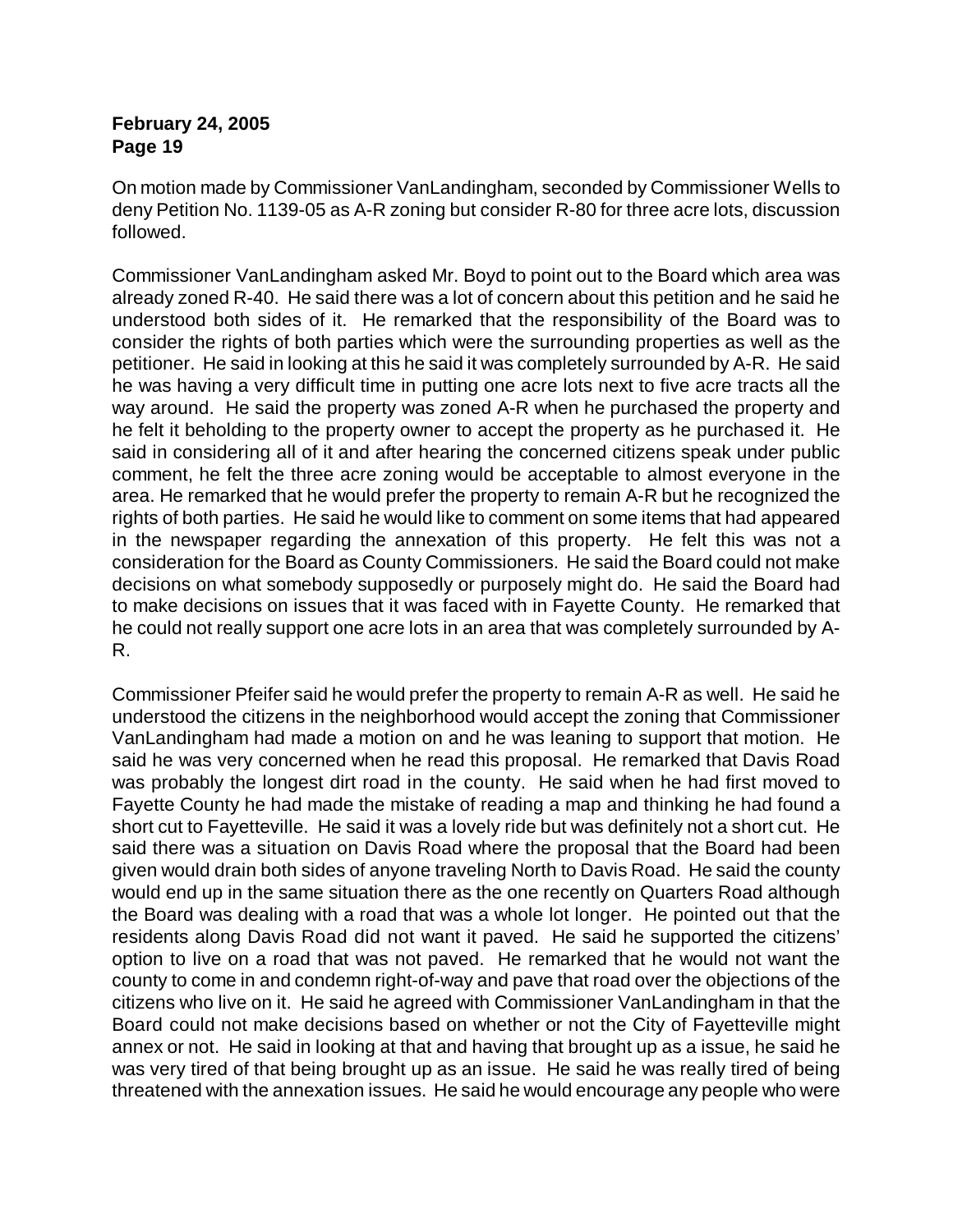On motion made by Commissioner VanLandingham, seconded by Commissioner Wells to deny Petition No. 1139-05 as A-R zoning but consider R-80 for three acre lots, discussion followed.

Commissioner VanLandingham asked Mr. Boyd to point out to the Board which area was already zoned R-40. He said there was a lot of concern about this petition and he said he understood both sides of it. He remarked that the responsibility of the Board was to consider the rights of both parties which were the surrounding properties as well as the petitioner. He said in looking at this he said it was completely surrounded by A-R. He said he was having a very difficult time in putting one acre lots next to five acre tracts all the way around. He said the property was zoned A-R when he purchased the property and he felt it beholding to the property owner to accept the property as he purchased it. He said in considering all of it and after hearing the concerned citizens speak under public comment, he felt the three acre zoning would be acceptable to almost everyone in the area. He remarked that he would prefer the property to remain A-R but he recognized the rights of both parties. He said he would like to comment on some items that had appeared in the newspaper regarding the annexation of this property. He felt this was not a consideration for the Board as County Commissioners. He said the Board could not make decisions on what somebody supposedly or purposely might do. He said the Board had to make decisions on issues that it was faced with in Fayette County. He remarked that he could not really support one acre lots in an area that was completely surrounded by A-R.

Commissioner Pfeifer said he would prefer the property to remain A-R as well. He said he understood the citizens in the neighborhood would accept the zoning that Commissioner VanLandingham had made a motion on and he was leaning to support that motion. He said he was very concerned when he read this proposal. He remarked that Davis Road was probably the longest dirt road in the county. He said when he had first moved to Fayette County he had made the mistake of reading a map and thinking he had found a short cut to Fayetteville. He said it was a lovely ride but was definitely not a short cut. He said there was a situation on Davis Road where the proposal that the Board had been given would drain both sides of anyone traveling North to Davis Road. He said the county would end up in the same situation there as the one recently on Quarters Road although the Board was dealing with a road that was a whole lot longer. He pointed out that the residents along Davis Road did not want it paved. He said he supported the citizens' option to live on a road that was not paved. He remarked that he would not want the county to come in and condemn right-of-way and pave that road over the objections of the citizens who live on it. He said he agreed with Commissioner VanLandingham in that the Board could not make decisions based on whether or not the City of Fayetteville might annex or not. He said in looking at that and having that brought up as a issue, he said he was very tired of that being brought up as an issue. He said he was really tired of being threatened with the annexation issues. He said he would encourage any people who were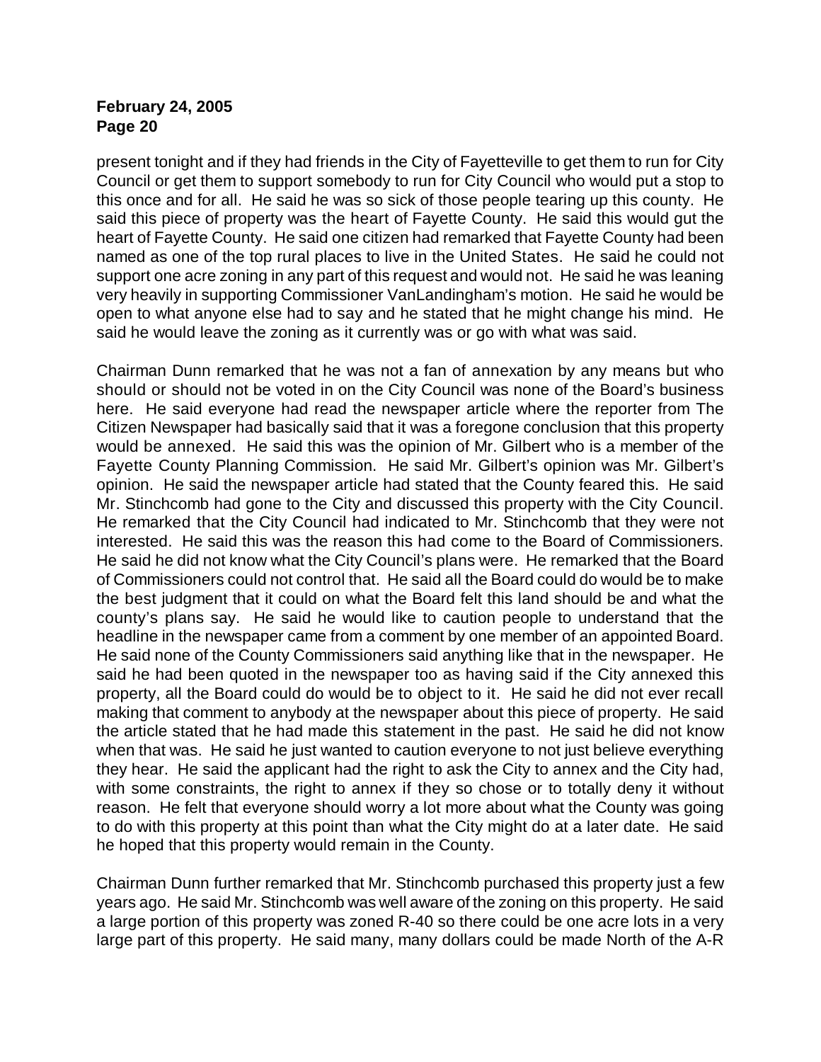present tonight and if they had friends in the City of Fayetteville to get them to run for City Council or get them to support somebody to run for City Council who would put a stop to this once and for all. He said he was so sick of those people tearing up this county. He said this piece of property was the heart of Fayette County. He said this would gut the heart of Fayette County. He said one citizen had remarked that Fayette County had been named as one of the top rural places to live in the United States. He said he could not support one acre zoning in any part of this request and would not. He said he was leaning very heavily in supporting Commissioner VanLandingham's motion. He said he would be open to what anyone else had to say and he stated that he might change his mind. He said he would leave the zoning as it currently was or go with what was said.

Chairman Dunn remarked that he was not a fan of annexation by any means but who should or should not be voted in on the City Council was none of the Board's business here. He said everyone had read the newspaper article where the reporter from The Citizen Newspaper had basically said that it was a foregone conclusion that this property would be annexed. He said this was the opinion of Mr. Gilbert who is a member of the Fayette County Planning Commission. He said Mr. Gilbert's opinion was Mr. Gilbert's opinion. He said the newspaper article had stated that the County feared this. He said Mr. Stinchcomb had gone to the City and discussed this property with the City Council. He remarked that the City Council had indicated to Mr. Stinchcomb that they were not interested. He said this was the reason this had come to the Board of Commissioners. He said he did not know what the City Council's plans were. He remarked that the Board of Commissioners could not control that. He said all the Board could do would be to make the best judgment that it could on what the Board felt this land should be and what the county's plans say. He said he would like to caution people to understand that the headline in the newspaper came from a comment by one member of an appointed Board. He said none of the County Commissioners said anything like that in the newspaper. He said he had been quoted in the newspaper too as having said if the City annexed this property, all the Board could do would be to object to it. He said he did not ever recall making that comment to anybody at the newspaper about this piece of property. He said the article stated that he had made this statement in the past. He said he did not know when that was. He said he just wanted to caution everyone to not just believe everything they hear. He said the applicant had the right to ask the City to annex and the City had, with some constraints, the right to annex if they so chose or to totally deny it without reason. He felt that everyone should worry a lot more about what the County was going to do with this property at this point than what the City might do at a later date. He said he hoped that this property would remain in the County.

Chairman Dunn further remarked that Mr. Stinchcomb purchased this property just a few years ago. He said Mr. Stinchcomb was well aware of the zoning on this property. He said a large portion of this property was zoned R-40 so there could be one acre lots in a very large part of this property. He said many, many dollars could be made North of the A-R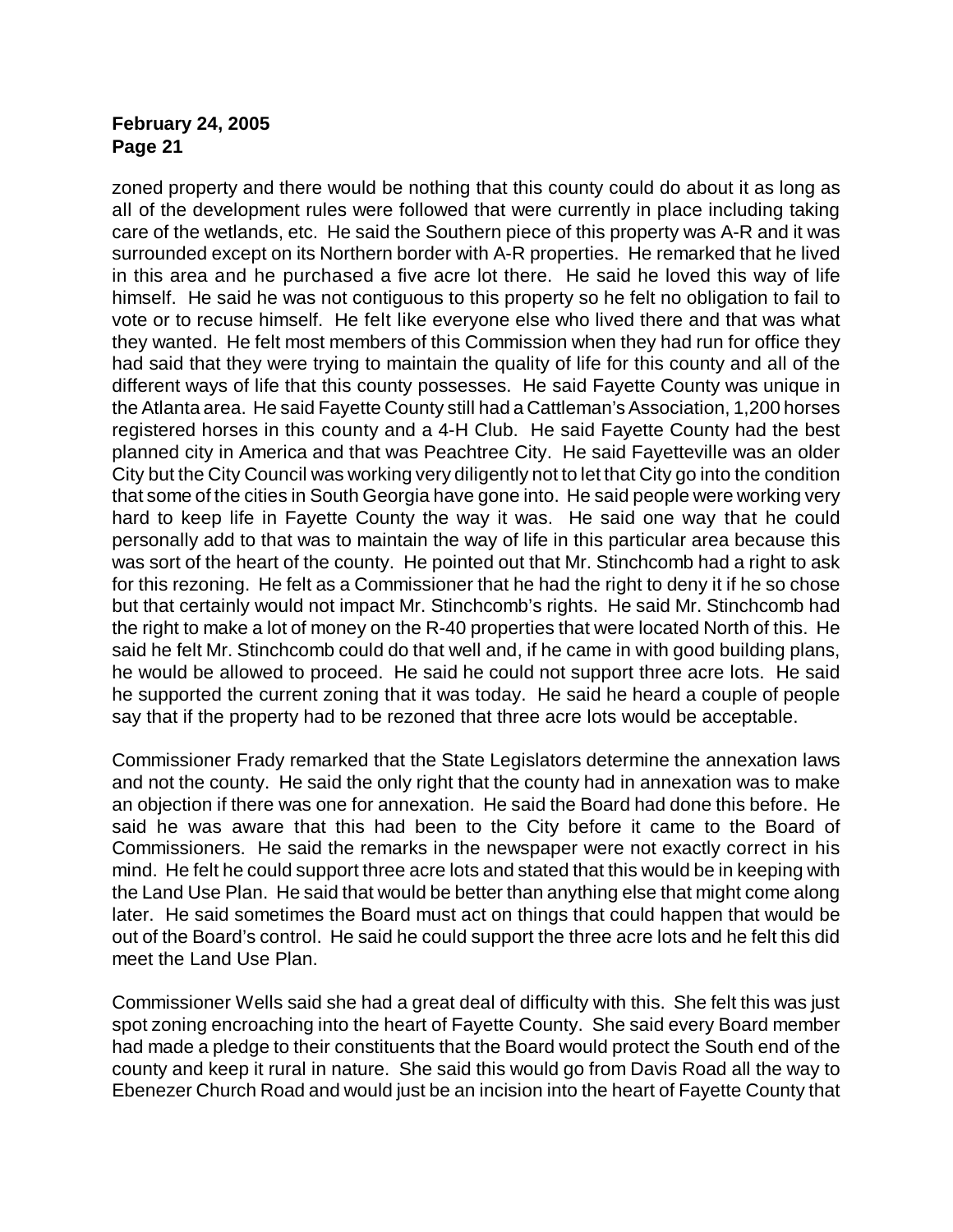zoned property and there would be nothing that this county could do about it as long as all of the development rules were followed that were currently in place including taking care of the wetlands, etc. He said the Southern piece of this property was A-R and it was surrounded except on its Northern border with A-R properties. He remarked that he lived in this area and he purchased a five acre lot there. He said he loved this way of life himself. He said he was not contiguous to this property so he felt no obligation to fail to vote or to recuse himself. He felt like everyone else who lived there and that was what they wanted. He felt most members of this Commission when they had run for office they had said that they were trying to maintain the quality of life for this county and all of the different ways of life that this county possesses. He said Fayette County was unique in the Atlanta area. He said Fayette County still had a Cattleman's Association, 1,200 horses registered horses in this county and a 4-H Club. He said Fayette County had the best planned city in America and that was Peachtree City. He said Fayetteville was an older City but the City Council was working very diligently not to let that City go into the condition that some of the cities in South Georgia have gone into. He said people were working very hard to keep life in Fayette County the way it was. He said one way that he could personally add to that was to maintain the way of life in this particular area because this was sort of the heart of the county. He pointed out that Mr. Stinchcomb had a right to ask for this rezoning. He felt as a Commissioner that he had the right to deny it if he so chose but that certainly would not impact Mr. Stinchcomb's rights. He said Mr. Stinchcomb had the right to make a lot of money on the R-40 properties that were located North of this. He said he felt Mr. Stinchcomb could do that well and, if he came in with good building plans, he would be allowed to proceed. He said he could not support three acre lots. He said he supported the current zoning that it was today. He said he heard a couple of people say that if the property had to be rezoned that three acre lots would be acceptable.

Commissioner Frady remarked that the State Legislators determine the annexation laws and not the county. He said the only right that the county had in annexation was to make an objection if there was one for annexation. He said the Board had done this before. He said he was aware that this had been to the City before it came to the Board of Commissioners. He said the remarks in the newspaper were not exactly correct in his mind. He felt he could support three acre lots and stated that this would be in keeping with the Land Use Plan. He said that would be better than anything else that might come along later. He said sometimes the Board must act on things that could happen that would be out of the Board's control. He said he could support the three acre lots and he felt this did meet the Land Use Plan.

Commissioner Wells said she had a great deal of difficulty with this. She felt this was just spot zoning encroaching into the heart of Fayette County. She said every Board member had made a pledge to their constituents that the Board would protect the South end of the county and keep it rural in nature. She said this would go from Davis Road all the way to Ebenezer Church Road and would just be an incision into the heart of Fayette County that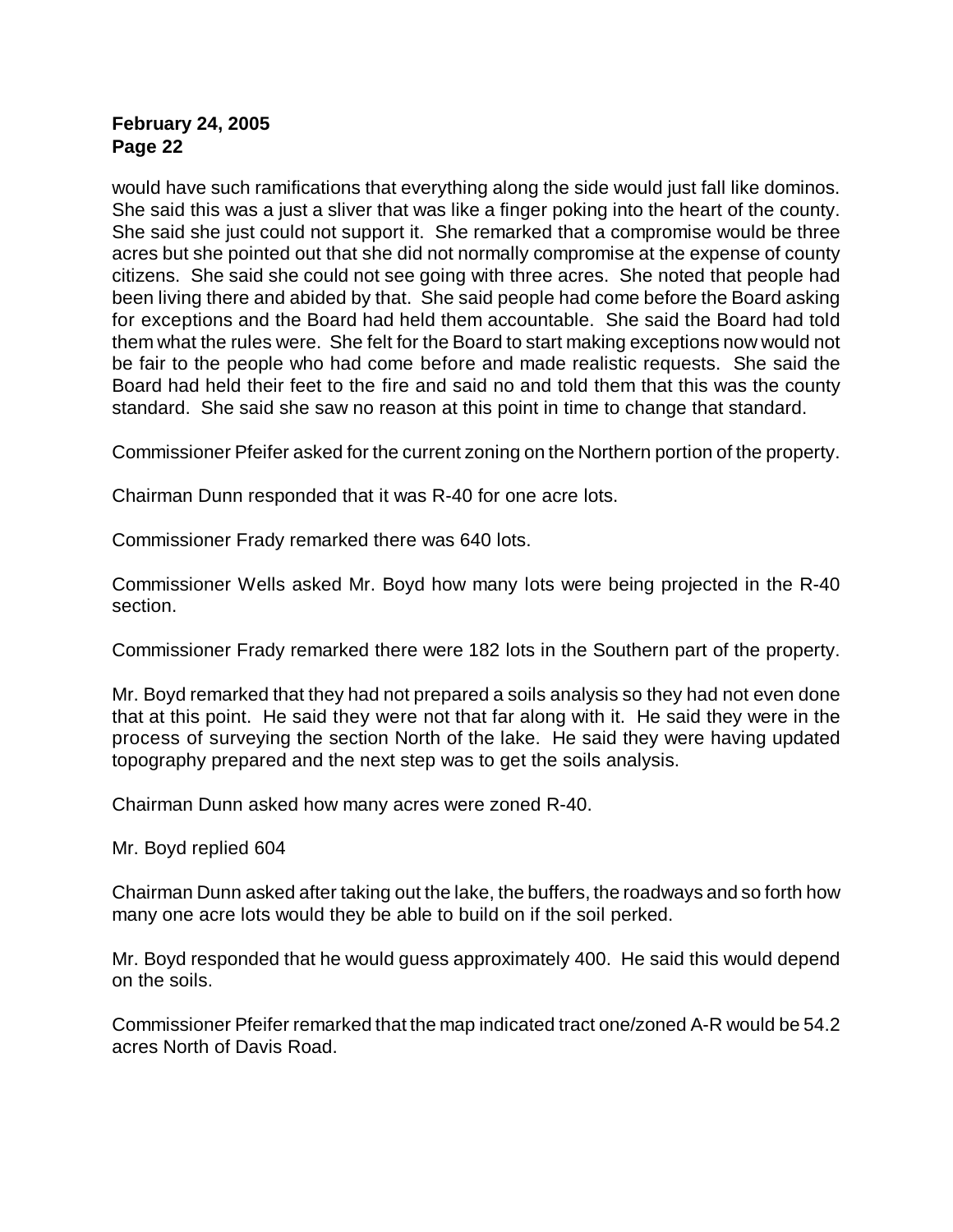would have such ramifications that everything along the side would just fall like dominos. She said this was a just a sliver that was like a finger poking into the heart of the county. She said she just could not support it. She remarked that a compromise would be three acres but she pointed out that she did not normally compromise at the expense of county citizens. She said she could not see going with three acres. She noted that people had been living there and abided by that. She said people had come before the Board asking for exceptions and the Board had held them accountable. She said the Board had told them what the rules were. She felt for the Board to start making exceptions now would not be fair to the people who had come before and made realistic requests. She said the Board had held their feet to the fire and said no and told them that this was the county standard. She said she saw no reason at this point in time to change that standard.

Commissioner Pfeifer asked for the current zoning on the Northern portion of the property.

Chairman Dunn responded that it was R-40 for one acre lots.

Commissioner Frady remarked there was 640 lots.

Commissioner Wells asked Mr. Boyd how many lots were being projected in the R-40 section.

Commissioner Frady remarked there were 182 lots in the Southern part of the property.

Mr. Boyd remarked that they had not prepared a soils analysis so they had not even done that at this point. He said they were not that far along with it. He said they were in the process of surveying the section North of the lake. He said they were having updated topography prepared and the next step was to get the soils analysis.

Chairman Dunn asked how many acres were zoned R-40.

Mr. Boyd replied 604

Chairman Dunn asked after taking out the lake, the buffers, the roadways and so forth how many one acre lots would they be able to build on if the soil perked.

Mr. Boyd responded that he would guess approximately 400. He said this would depend on the soils.

Commissioner Pfeifer remarked that the map indicated tract one/zoned A-R would be 54.2 acres North of Davis Road.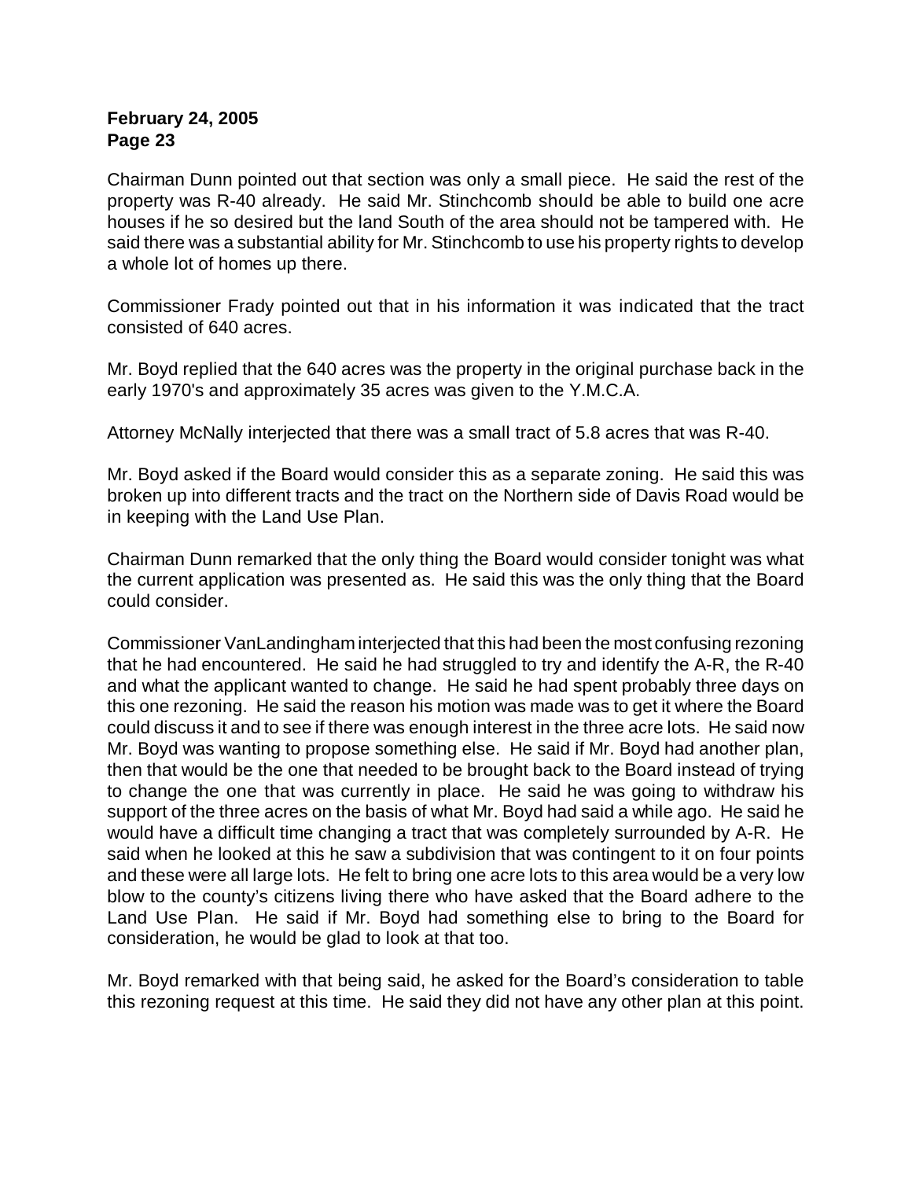Chairman Dunn pointed out that section was only a small piece. He said the rest of the property was R-40 already. He said Mr. Stinchcomb should be able to build one acre houses if he so desired but the land South of the area should not be tampered with. He said there was a substantial ability for Mr. Stinchcomb to use his property rights to develop a whole lot of homes up there.

Commissioner Frady pointed out that in his information it was indicated that the tract consisted of 640 acres.

Mr. Boyd replied that the 640 acres was the property in the original purchase back in the early 1970's and approximately 35 acres was given to the Y.M.C.A.

Attorney McNally interjected that there was a small tract of 5.8 acres that was R-40.

Mr. Boyd asked if the Board would consider this as a separate zoning. He said this was broken up into different tracts and the tract on the Northern side of Davis Road would be in keeping with the Land Use Plan.

Chairman Dunn remarked that the only thing the Board would consider tonight was what the current application was presented as. He said this was the only thing that the Board could consider.

Commissioner VanLandingham interjected that this had been the most confusing rezoning that he had encountered. He said he had struggled to try and identify the A-R, the R-40 and what the applicant wanted to change. He said he had spent probably three days on this one rezoning. He said the reason his motion was made was to get it where the Board could discuss it and to see if there was enough interest in the three acre lots. He said now Mr. Boyd was wanting to propose something else. He said if Mr. Boyd had another plan, then that would be the one that needed to be brought back to the Board instead of trying to change the one that was currently in place. He said he was going to withdraw his support of the three acres on the basis of what Mr. Boyd had said a while ago. He said he would have a difficult time changing a tract that was completely surrounded by A-R. He said when he looked at this he saw a subdivision that was contingent to it on four points and these were all large lots. He felt to bring one acre lots to this area would be a very low blow to the county's citizens living there who have asked that the Board adhere to the Land Use Plan. He said if Mr. Boyd had something else to bring to the Board for consideration, he would be glad to look at that too.

Mr. Boyd remarked with that being said, he asked for the Board's consideration to table this rezoning request at this time. He said they did not have any other plan at this point.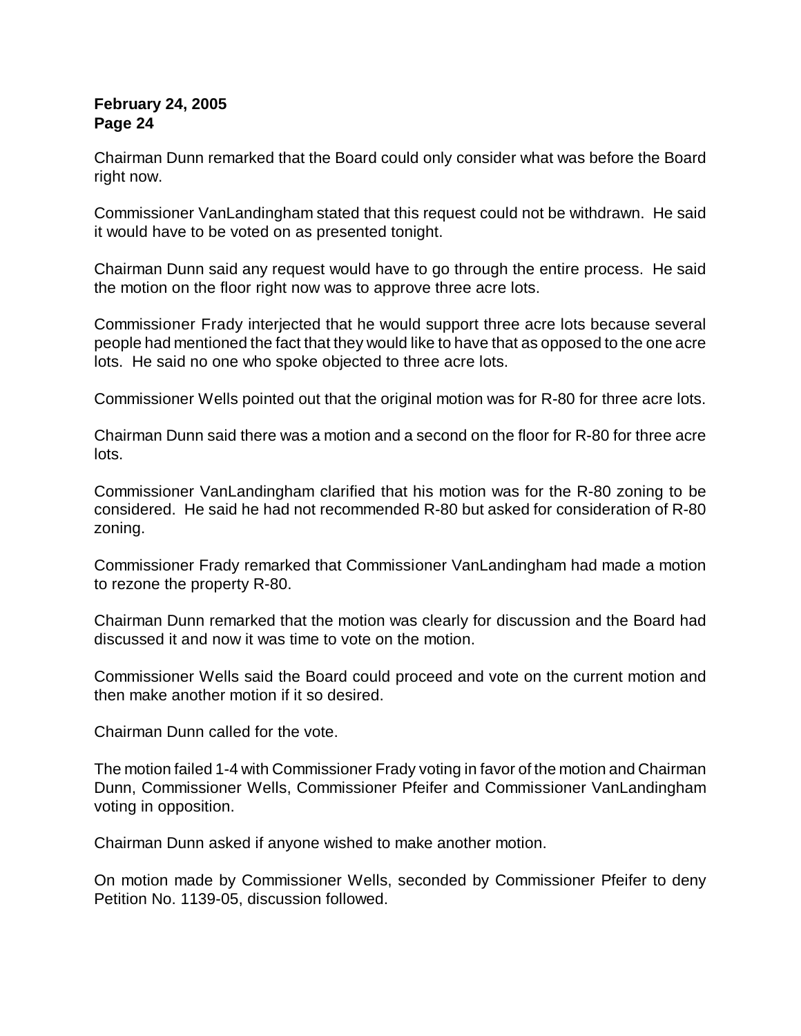Chairman Dunn remarked that the Board could only consider what was before the Board right now.

Commissioner VanLandingham stated that this request could not be withdrawn. He said it would have to be voted on as presented tonight.

Chairman Dunn said any request would have to go through the entire process. He said the motion on the floor right now was to approve three acre lots.

Commissioner Frady interjected that he would support three acre lots because several people had mentioned the fact that they would like to have that as opposed to the one acre lots. He said no one who spoke objected to three acre lots.

Commissioner Wells pointed out that the original motion was for R-80 for three acre lots.

Chairman Dunn said there was a motion and a second on the floor for R-80 for three acre lots.

Commissioner VanLandingham clarified that his motion was for the R-80 zoning to be considered. He said he had not recommended R-80 but asked for consideration of R-80 zoning.

Commissioner Frady remarked that Commissioner VanLandingham had made a motion to rezone the property R-80.

Chairman Dunn remarked that the motion was clearly for discussion and the Board had discussed it and now it was time to vote on the motion.

Commissioner Wells said the Board could proceed and vote on the current motion and then make another motion if it so desired.

Chairman Dunn called for the vote.

The motion failed 1-4 with Commissioner Frady voting in favor of the motion and Chairman Dunn, Commissioner Wells, Commissioner Pfeifer and Commissioner VanLandingham voting in opposition.

Chairman Dunn asked if anyone wished to make another motion.

On motion made by Commissioner Wells, seconded by Commissioner Pfeifer to deny Petition No. 1139-05, discussion followed.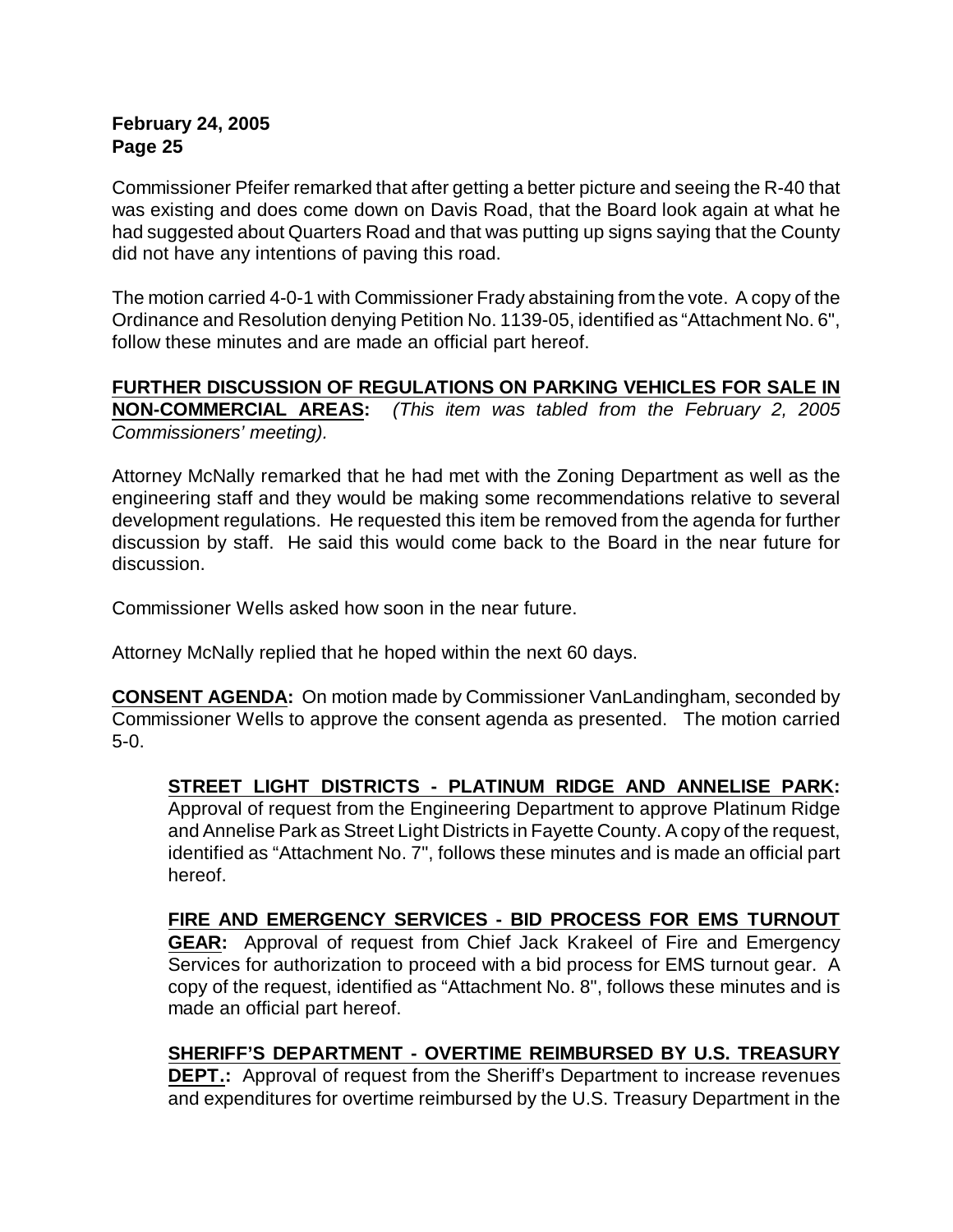Commissioner Pfeifer remarked that after getting a better picture and seeing the R-40 that was existing and does come down on Davis Road, that the Board look again at what he had suggested about Quarters Road and that was putting up signs saying that the County did not have any intentions of paving this road.

The motion carried 4-0-1 with Commissioner Frady abstaining from the vote. A copy of the Ordinance and Resolution denying Petition No. 1139-05, identified as "Attachment No. 6", follow these minutes and are made an official part hereof.

**FURTHER DISCUSSION OF REGULATIONS ON PARKING VEHICLES FOR SALE IN NON-COMMERCIAL AREAS:** *(This item was tabled from the February 2, 2005 Commissioners' meeting).*

Attorney McNally remarked that he had met with the Zoning Department as well as the engineering staff and they would be making some recommendations relative to several development regulations. He requested this item be removed from the agenda for further discussion by staff. He said this would come back to the Board in the near future for discussion.

Commissioner Wells asked how soon in the near future.

Attorney McNally replied that he hoped within the next 60 days.

**CONSENT AGENDA:** On motion made by Commissioner VanLandingham, seconded by Commissioner Wells to approve the consent agenda as presented. The motion carried 5-0.

**STREET LIGHT DISTRICTS - PLATINUM RIDGE AND ANNELISE PARK:** Approval of request from the Engineering Department to approve Platinum Ridge and Annelise Park as Street Light Districts in Fayette County. A copy of the request, identified as "Attachment No. 7", follows these minutes and is made an official part hereof.

**FIRE AND EMERGENCY SERVICES - BID PROCESS FOR EMS TURNOUT GEAR:** Approval of request from Chief Jack Krakeel of Fire and Emergency Services for authorization to proceed with a bid process for EMS turnout gear. A copy of the request, identified as "Attachment No. 8", follows these minutes and is made an official part hereof.

**SHERIFF'S DEPARTMENT - OVERTIME REIMBURSED BY U.S. TREASURY DEPT.:** Approval of request from the Sheriff's Department to increase revenues and expenditures for overtime reimbursed by the U.S. Treasury Department in the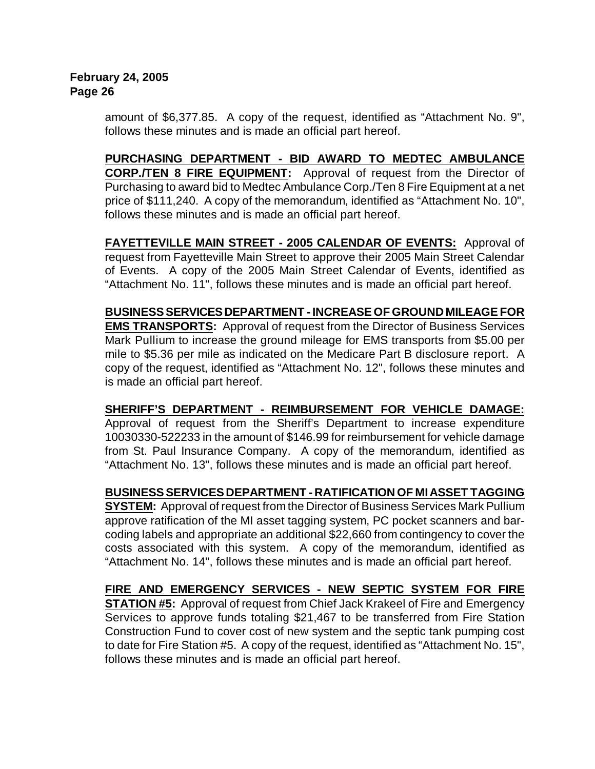amount of $6,377.85. A copy of the request, identified as "Attachment No. 9", follows these minutes and is made an official part hereof.

**PURCHASING DEPARTMENT - BID AWARD TO MEDTEC AMBULANCE CORP./TEN 8 FIRE EQUIPMENT:** Approval of request from the Director of Purchasing to award bid to Medtec Ambulance Corp./Ten 8 Fire Equipment at a net price of $111,240. A copy of the memorandum, identified as "Attachment No. 10", follows these minutes and is made an official part hereof.

**FAYETTEVILLE MAIN STREET - 2005 CALENDAR OF EVENTS:** Approval of request from Fayetteville Main Street to approve their 2005 Main Street Calendar of Events. A copy of the 2005 Main Street Calendar of Events, identified as "Attachment No. 11", follows these minutes and is made an official part hereof.

**BUSINESS SERVICES DEPARTMENT - INCREASE OF GROUND MILEAGE FOR EMS TRANSPORTS:** Approval of request from the Director of Business Services Mark Pullium to increase the ground mileage for EMS transports from $5.00 per mile to $5.36 per mile as indicated on the Medicare Part B disclosure report. A copy of the request, identified as "Attachment No. 12", follows these minutes and is made an official part hereof.

**SHERIFF'S DEPARTMENT - REIMBURSEMENT FOR VEHICLE DAMAGE:** Approval of request from the Sheriff's Department to increase expenditure 10030330-522233 in the amount of $146.99 for reimbursement for vehicle damage from St. Paul Insurance Company. A copy of the memorandum, identified as "Attachment No. 13", follows these minutes and is made an official part hereof.

**BUSINESS SERVICES DEPARTMENT - RATIFICATION OF MI ASSET TAGGING SYSTEM:** Approval of request from the Director of Business Services Mark Pullium approve ratification of the MI asset tagging system, PC pocket scanners and bar-coding labels and appropriate an additional $22,660 from contingency to cover the costs associated with this system. A copy of the memorandum, identified as "Attachment No. 14", follows these minutes and is made an official part hereof.

**FIRE AND EMERGENCY SERVICES - NEW SEPTIC SYSTEM FOR FIRE STATION #5:** Approval of request from Chief Jack Krakeel of Fire and Emergency Services to approve funds totaling $21,467 to be transferred from Fire Station Construction Fund to cover cost of new system and the septic tank pumping cost to date for Fire Station #5. A copy of the request, identified as "Attachment No. 15", follows these minutes and is made an official part hereof.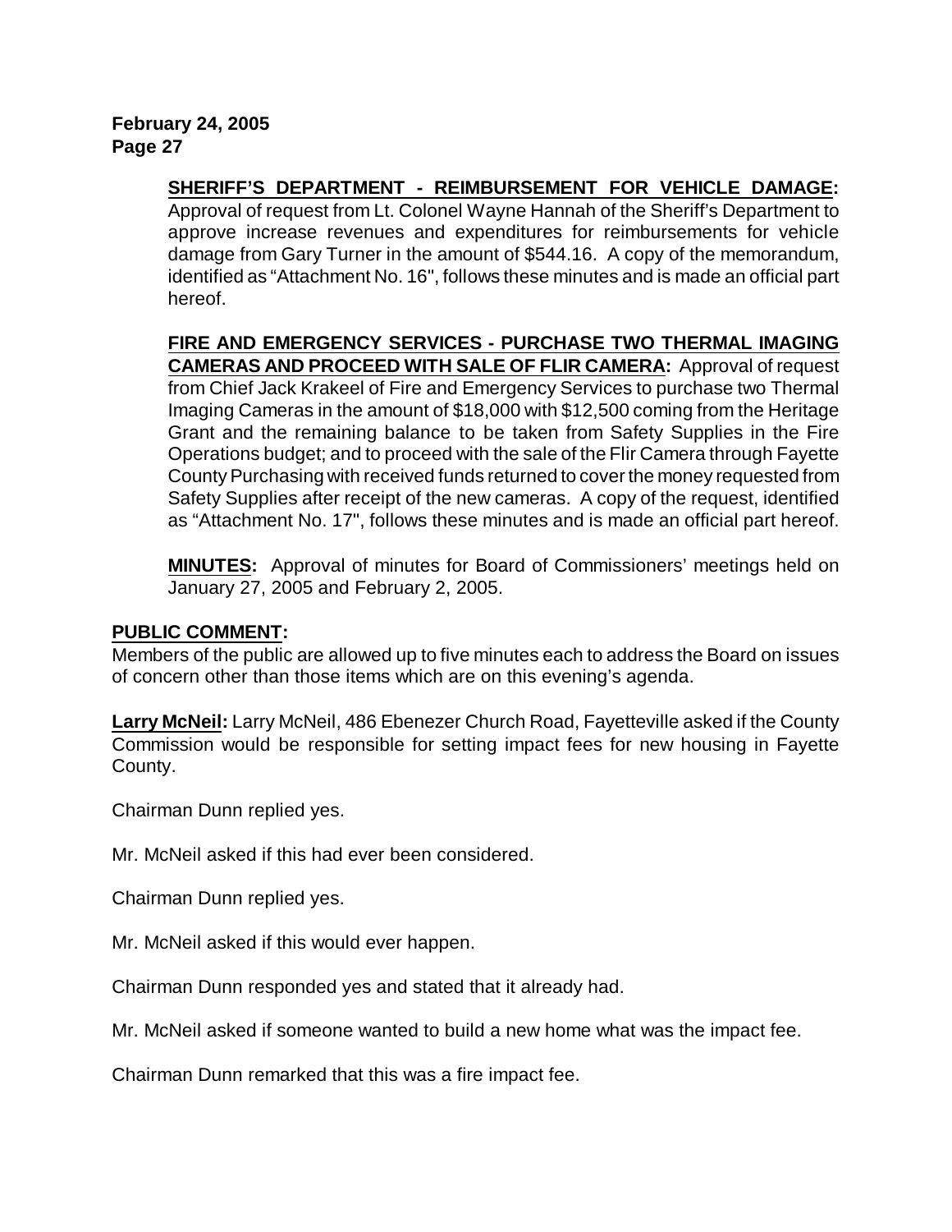**SHERIFF'S DEPARTMENT - REIMBURSEMENT FOR VEHICLE DAMAGE:** Approval of request from Lt. Colonel Wayne Hannah of the Sheriff's Department to approve increase revenues and expenditures for reimbursements for vehicle damage from Gary Turner in the amount of $544.16. A copy of the memorandum, identified as "Attachment No. 16", follows these minutes and is made an official part hereof.

**FIRE AND EMERGENCY SERVICES - PURCHASE TWO THERMAL IMAGING CAMERAS AND PROCEED WITH SALE OF FLIR CAMERA:** Approval of request from Chief Jack Krakeel of Fire and Emergency Services to purchase two Thermal Imaging Cameras in the amount of $18,000 with $12,500 coming from the Heritage Grant and the remaining balance to be taken from Safety Supplies in the Fire Operations budget; and to proceed with the sale of the Flir Camera through Fayette County Purchasing with received funds returned to cover the money requested from Safety Supplies after receipt of the new cameras. A copy of the request, identified as "Attachment No. 17", follows these minutes and is made an official part hereof.

**MINUTES:** Approval of minutes for Board of Commissioners' meetings held on January 27, 2005 and February 2, 2005.

**PUBLIC COMMENT:**

Members of the public are allowed up to five minutes each to address the Board on issues of concern other than those items which are on this evening's agenda.

**Larry McNeil:** Larry McNeil, 486 Ebenezer Church Road, Fayetteville asked if the County Commission would be responsible for setting impact fees for new housing in Fayette County.

Chairman Dunn replied yes.

Mr. McNeil asked if this had ever been considered.

Chairman Dunn replied yes.

Mr. McNeil asked if this would ever happen.

Chairman Dunn responded yes and stated that it already had.

Mr. McNeil asked if someone wanted to build a new home what was the impact fee.

Chairman Dunn remarked that this was a fire impact fee.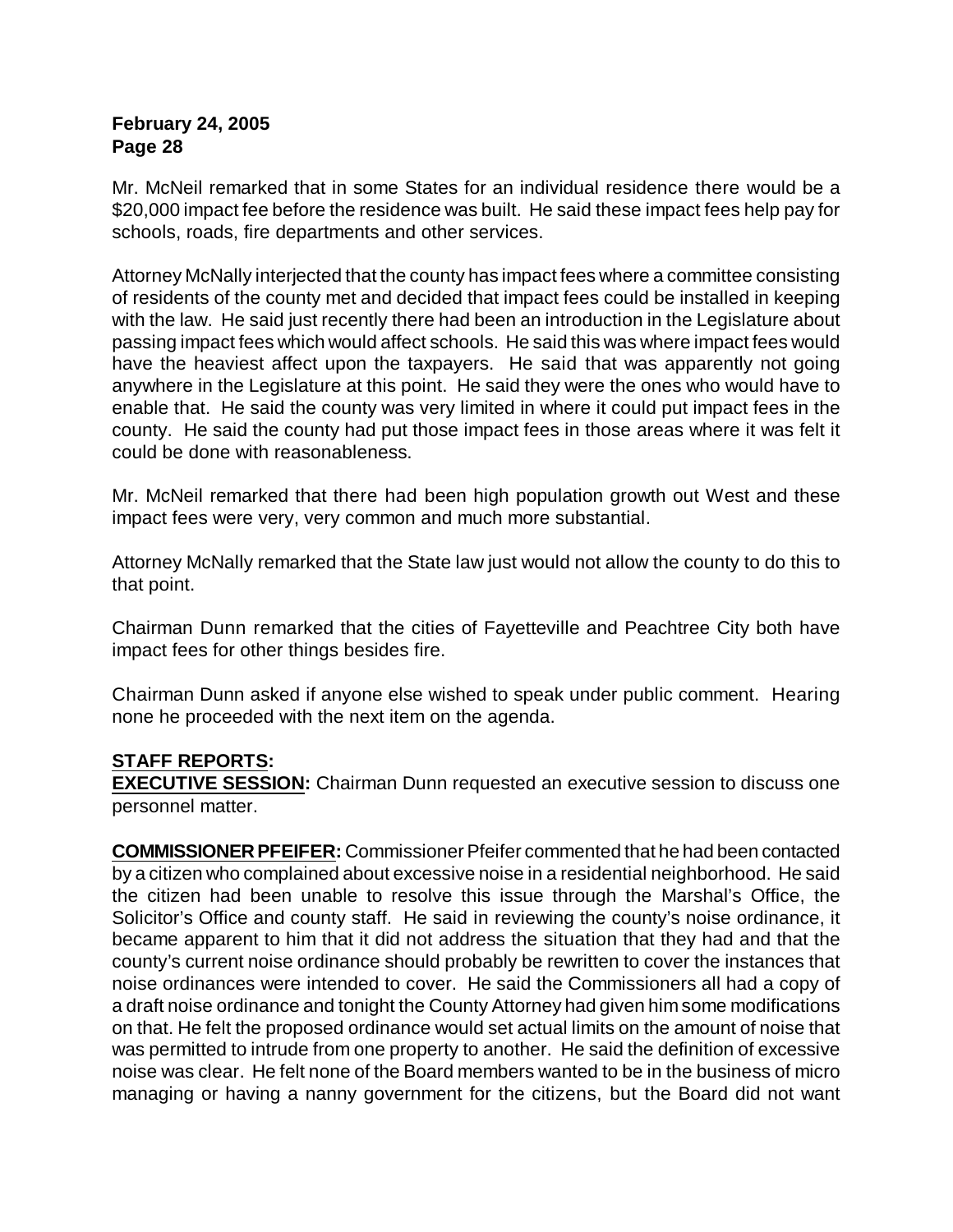Mr. McNeil remarked that in some States for an individual residence there would be a $20,000 impact fee before the residence was built. He said these impact fees help pay for schools, roads, fire departments and other services.

Attorney McNally interjected that the county has impact fees where a committee consisting of residents of the county met and decided that impact fees could be installed in keeping with the law. He said just recently there had been an introduction in the Legislature about passing impact fees which would affect schools. He said this was where impact fees would have the heaviest affect upon the taxpayers. He said that was apparently not going anywhere in the Legislature at this point. He said they were the ones who would have to enable that. He said the county was very limited in where it could put impact fees in the county. He said the county had put those impact fees in those areas where it was felt it could be done with reasonableness.

Mr. McNeil remarked that there had been high population growth out West and these impact fees were very, very common and much more substantial.

Attorney McNally remarked that the State law just would not allow the county to do this to that point.

Chairman Dunn remarked that the cities of Fayetteville and Peachtree City both have impact fees for other things besides fire.

Chairman Dunn asked if anyone else wished to speak under public comment. Hearing none he proceeded with the next item on the agenda.

**STAFF REPORTS:**

**EXECUTIVE SESSION:** Chairman Dunn requested an executive session to discuss one personnel matter.

**COMMISSIONER PFEIFER:** Commissioner Pfeifer commented that he had been contacted by a citizen who complained about excessive noise in a residential neighborhood. He said the citizen had been unable to resolve this issue through the Marshal's Office, the Solicitor's Office and county staff. He said in reviewing the county's noise ordinance, it became apparent to him that it did not address the situation that they had and that the county's current noise ordinance should probably be rewritten to cover the instances that noise ordinances were intended to cover. He said the Commissioners all had a copy of a draft noise ordinance and tonight the County Attorney had given him some modifications on that. He felt the proposed ordinance would set actual limits on the amount of noise that was permitted to intrude from one property to another. He said the definition of excessive noise was clear. He felt none of the Board members wanted to be in the business of micro managing or having a nanny government for the citizens, but the Board did not want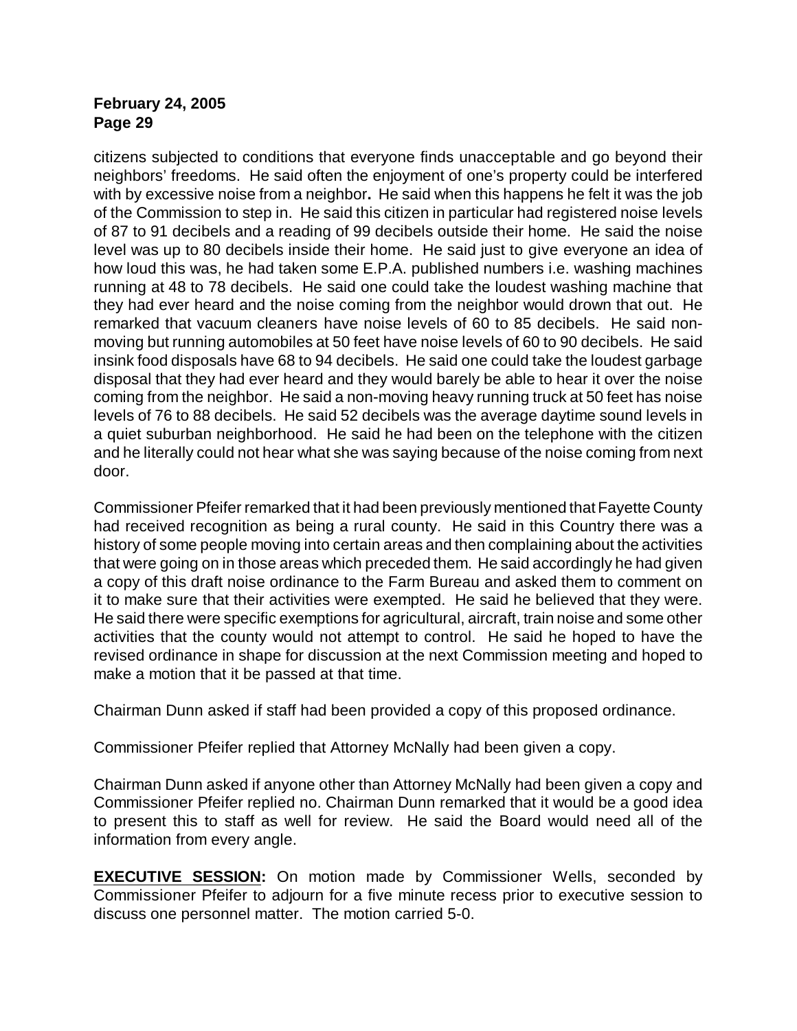citizens subjected to conditions that everyone finds unacceptable and go beyond their neighbors' freedoms. He said often the enjoyment of one's property could be interfered with by excessive noise from a neighbor**.** He said when this happens he felt it was the job of the Commission to step in. He said this citizen in particular had registered noise levels of 87 to 91 decibels and a reading of 99 decibels outside their home. He said the noise level was up to 80 decibels inside their home. He said just to give everyone an idea of how loud this was, he had taken some E.P.A. published numbers i.e. washing machines running at 48 to 78 decibels. He said one could take the loudest washing machine that they had ever heard and the noise coming from the neighbor would drown that out. He remarked that vacuum cleaners have noise levels of 60 to 85 decibels. He said non-moving but running automobiles at 50 feet have noise levels of 60 to 90 decibels. He said insink food disposals have 68 to 94 decibels. He said one could take the loudest garbage disposal that they had ever heard and they would barely be able to hear it over the noise coming from the neighbor. He said a non-moving heavy running truck at 50 feet has noise levels of 76 to 88 decibels. He said 52 decibels was the average daytime sound levels in a quiet suburban neighborhood. He said he had been on the telephone with the citizen and he literally could not hear what she was saying because of the noise coming from next door.

Commissioner Pfeifer remarked that it had been previously mentioned that Fayette County had received recognition as being a rural county. He said in this Country there was a history of some people moving into certain areas and then complaining about the activities that were going on in those areas which preceded them. He said accordingly he had given a copy of this draft noise ordinance to the Farm Bureau and asked them to comment on it to make sure that their activities were exempted. He said he believed that they were. He said there were specific exemptions for agricultural, aircraft, train noise and some other activities that the county would not attempt to control. He said he hoped to have the revised ordinance in shape for discussion at the next Commission meeting and hoped to make a motion that it be passed at that time.

Chairman Dunn asked if staff had been provided a copy of this proposed ordinance.

Commissioner Pfeifer replied that Attorney McNally had been given a copy.

Chairman Dunn asked if anyone other than Attorney McNally had been given a copy and Commissioner Pfeifer replied no. Chairman Dunn remarked that it would be a good idea to present this to staff as well for review. He said the Board would need all of the information from every angle.

**EXECUTIVE SESSION:** On motion made by Commissioner Wells, seconded by Commissioner Pfeifer to adjourn for a five minute recess prior to executive session to discuss one personnel matter. The motion carried 5-0.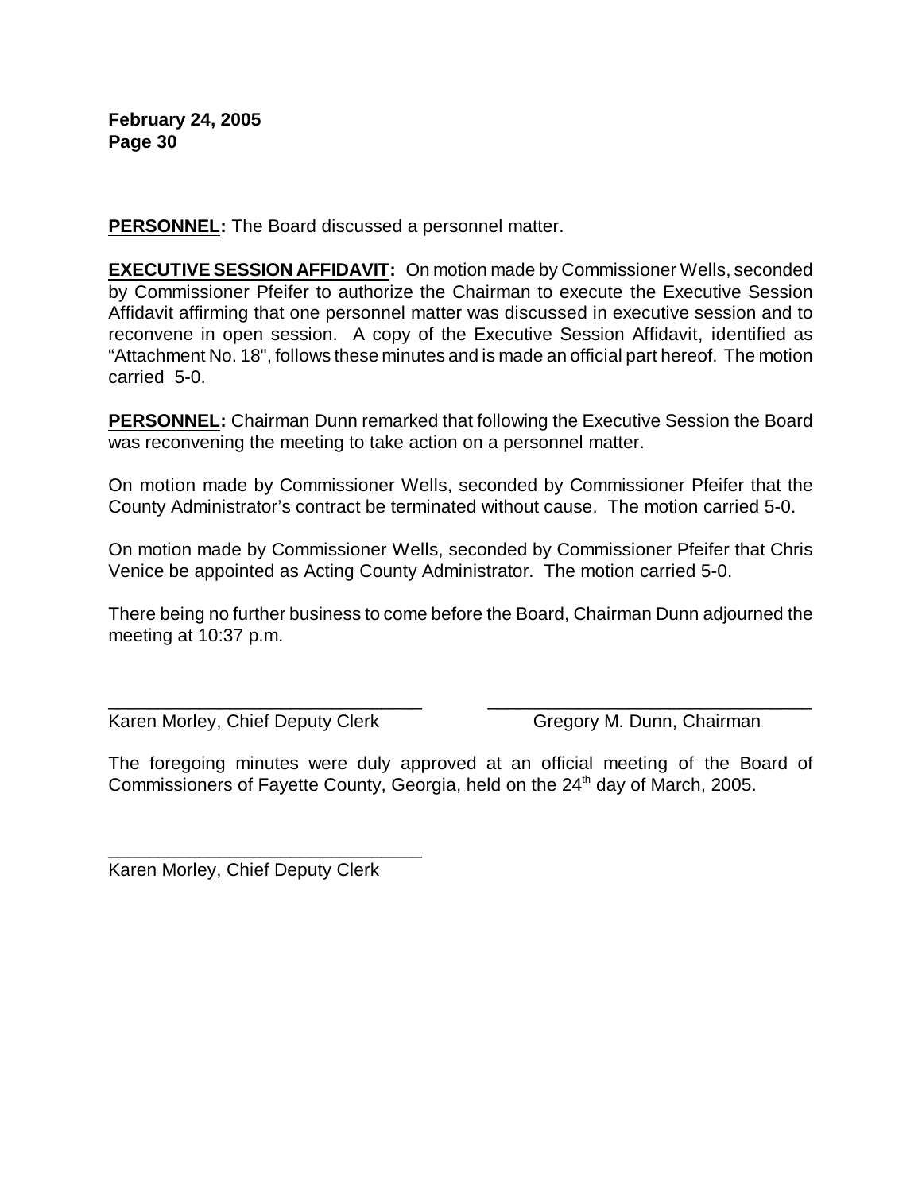**PERSONNEL:** The Board discussed a personnel matter.

**EXECUTIVE SESSION AFFIDAVIT:** On motion made by Commissioner Wells, seconded by Commissioner Pfeifer to authorize the Chairman to execute the Executive Session Affidavit affirming that one personnel matter was discussed in executive session and to reconvene in open session. A copy of the Executive Session Affidavit, identified as "Attachment No. 18", follows these minutes and is made an official part hereof. The motion carried 5-0.

**PERSONNEL:** Chairman Dunn remarked that following the Executive Session the Board was reconvening the meeting to take action on a personnel matter.

On motion made by Commissioner Wells, seconded by Commissioner Pfeifer that the County Administrator's contract be terminated without cause. The motion carried 5-0.

On motion made by Commissioner Wells, seconded by Commissioner Pfeifer that Chris Venice be appointed as Acting County Administrator. The motion carried 5-0.

There being no further business to come before the Board, Chairman Dunn adjourned the meeting at 10:37 p.m.

\_\_\_\_\_\_\_\_\_\_\_\_\_\_\_\_\_\_\_\_\_\_\_\_\_\_\_\_\_\_\_\_
Karen Morley, Chief Deputy Clerk

\_\_\_\_\_\_\_\_\_\_\_\_\_\_\_\_\_\_\_\_\_\_\_\_\_\_\_\_\_\_\_\_
Gregory M. Dunn, Chairman

The foregoing minutes were duly approved at an official meeting of the Board of Commissioners of Fayette County, Georgia, held on the 24th day of March, 2005.

\_\_\_\_\_\_\_\_\_\_\_\_\_\_\_\_\_\_\_\_\_\_\_\_\_\_\_\_\_\_\_\_
Karen Morley, Chief Deputy Clerk